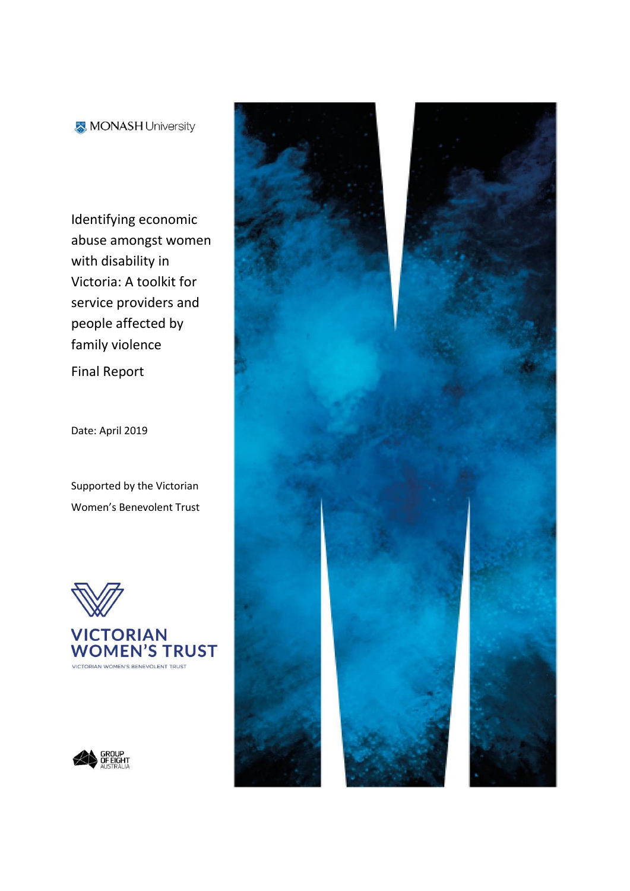MONASH University

# Identifying economic abuse amongst women with disability in Victoria: A toolkit for service providers and people affected by family violence

Final Report

Date: April 2019

Supported by the Victorian Women's Benevolent Trust

VICTORIAN WOMEN'S TRUST

VICTORIAN WOMEN'S BENEVOLENT TRUST

GROUP OF EIGHT AUSTRALIA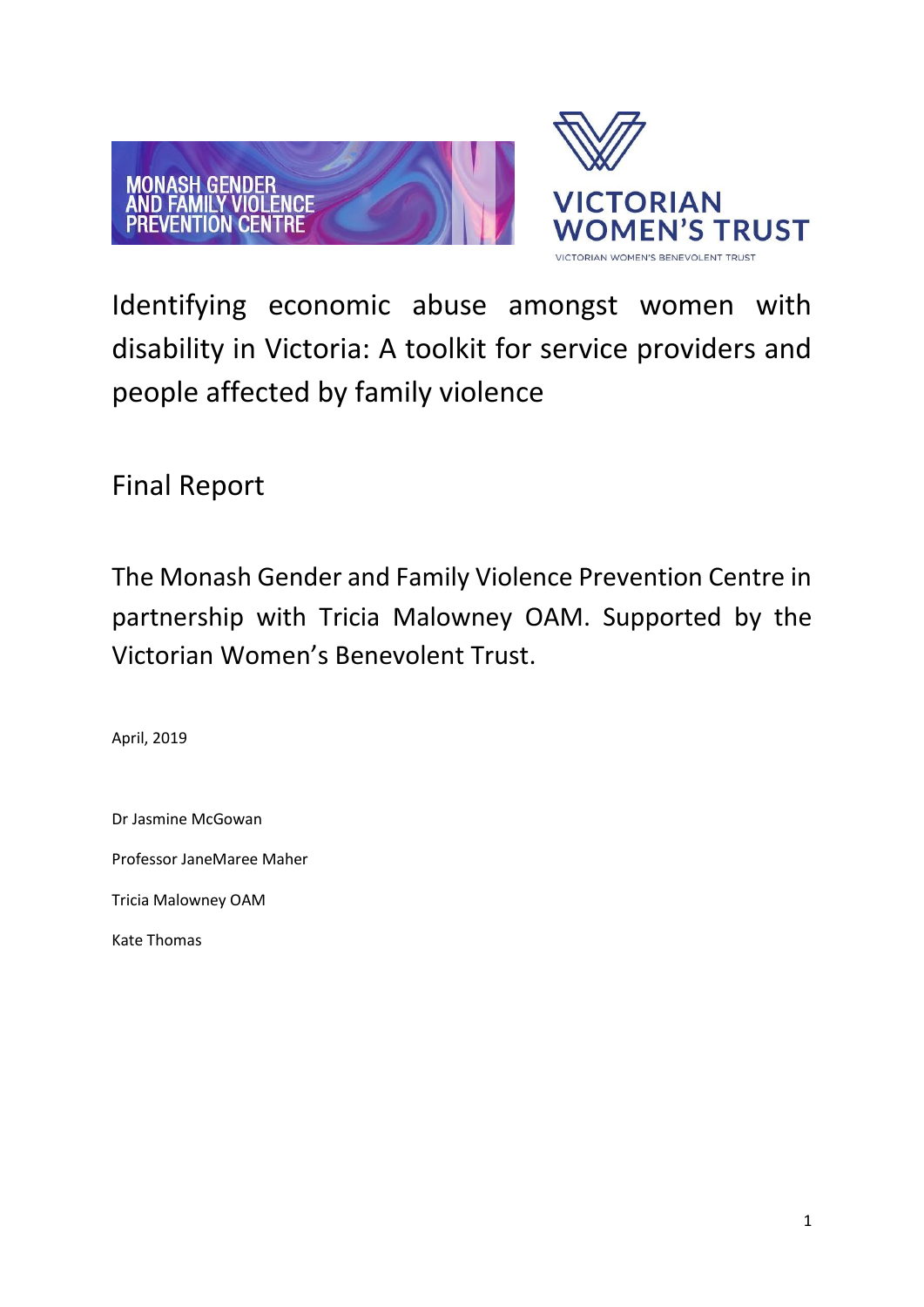MONASH GENDER AND FAMILY VIOLENCE PREVENTION CENTRE

VICTORIAN WOMEN'S TRUST

VICTORIAN WOMEN'S BENEVOLENT TRUST

# Identifying economic abuse amongst women with disability in Victoria: A toolkit for service providers and people affected by family violence

## Final Report

The Monash Gender and Family Violence Prevention Centre in partnership with Tricia Malowney OAM. Supported by the Victorian Women's Benevolent Trust.

April, 2019

Dr Jasmine McGowan

Professor JaneMaree Maher

Tricia Malowney OAM

Kate Thomas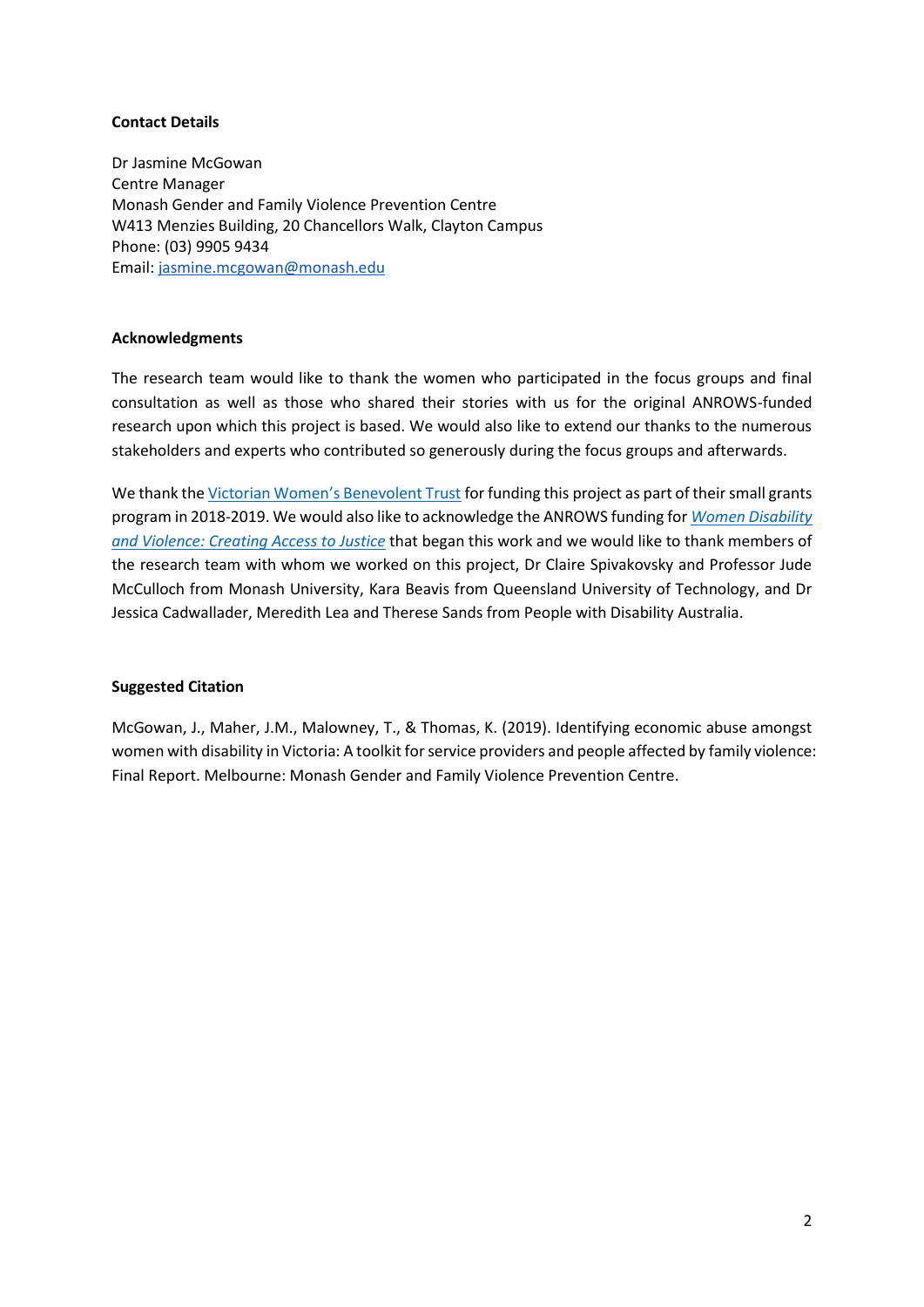**Contact Details**

Dr Jasmine McGowan
Centre Manager
Monash Gender and Family Violence Prevention Centre
W413 Menzies Building, 20 Chancellors Walk, Clayton Campus
Phone: (03) 9905 9434
Email: jasmine.mcgowan@monash.edu

**Acknowledgments**

The research team would like to thank the women who participated in the focus groups and final consultation as well as those who shared their stories with us for the original ANROWS-funded research upon which this project is based. We would also like to extend our thanks to the numerous stakeholders and experts who contributed so generously during the focus groups and afterwards.

We thank the Victorian Women's Benevolent Trust for funding this project as part of their small grants program in 2018-2019. We would also like to acknowledge the ANROWS funding for *Women Disability and Violence: Creating Access to Justice* that began this work and we would like to thank members of the research team with whom we worked on this project, Dr Claire Spivakovsky and Professor Jude McCulloch from Monash University, Kara Beavis from Queensland University of Technology, and Dr Jessica Cadwallader, Meredith Lea and Therese Sands from People with Disability Australia.

**Suggested Citation**

McGowan, J., Maher, J.M., Malowney, T., & Thomas, K. (2019). Identifying economic abuse amongst women with disability in Victoria: A toolkit for service providers and people affected by family violence: Final Report. Melbourne: Monash Gender and Family Violence Prevention Centre.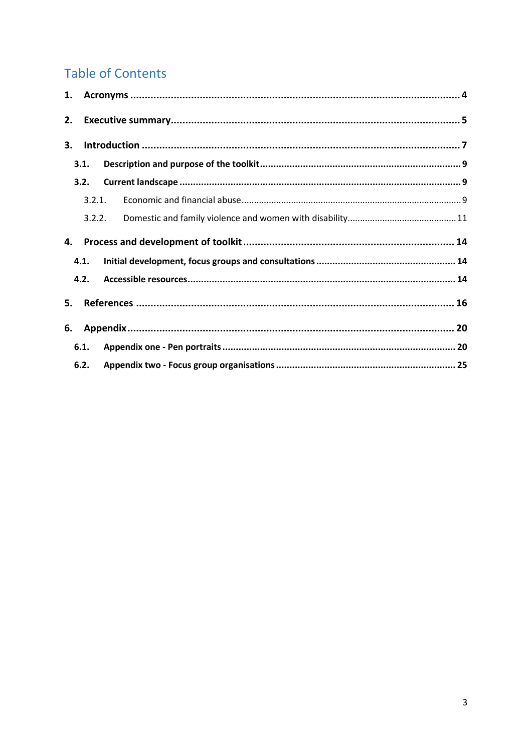# Table of Contents

1. **Acronyms** .......... 4
2. **Executive summary** .......... 5
3. **Introduction** .......... 7
   - 3.1. **Description and purpose of the toolkit** .......... 9
   - 3.2. **Current landscape** .......... 9
     - 3.2.1. Economic and financial abuse .......... 9
     - 3.2.2. Domestic and family violence and women with disability .......... 11
4. **Process and development of toolkit** .......... 14
   - 4.1. **Initial development, focus groups and consultations** .......... 14
   - 4.2. **Accessible resources** .......... 14
5. **References** .......... 16
6. **Appendix** .......... 20
   - 6.1. **Appendix one - Pen portraits** .......... 20
   - 6.2. **Appendix two - Focus group organisations** .......... 25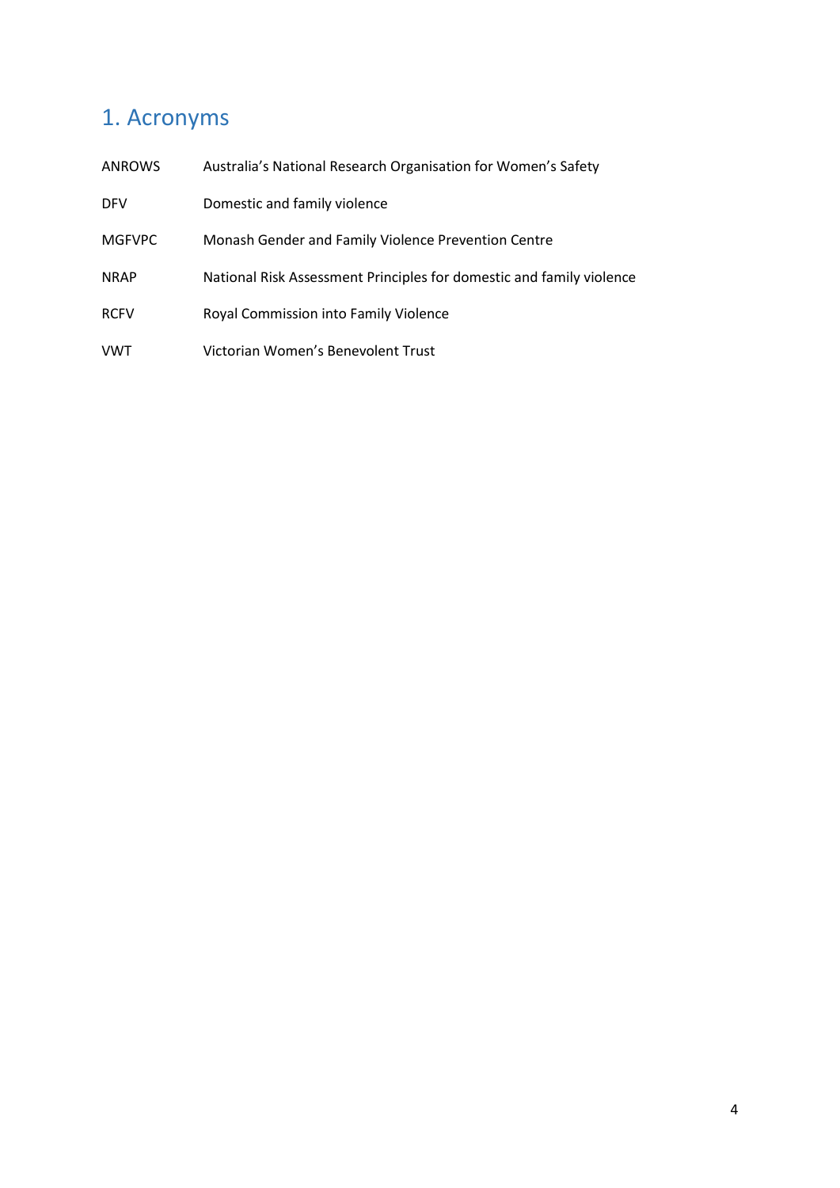# 1. Acronyms

| | |
|---|---|
| ANROWS | Australia's National Research Organisation for Women's Safety |
| DFV | Domestic and family violence |
| MGFVPC | Monash Gender and Family Violence Prevention Centre |
| NRAP | National Risk Assessment Principles for domestic and family violence |
| RCFV | Royal Commission into Family Violence |
| VWT | Victorian Women's Benevolent Trust |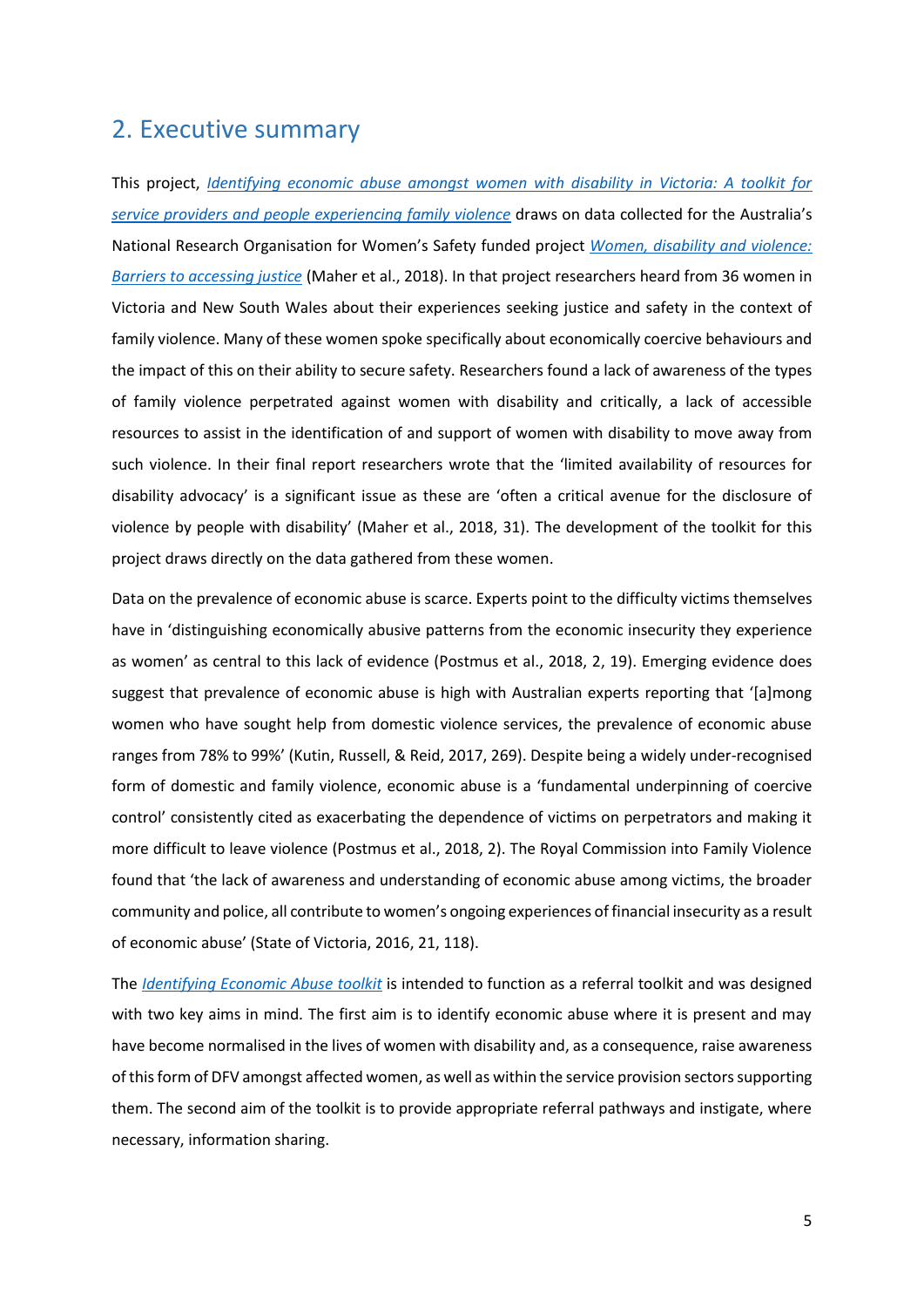## 2. Executive summary

This project, *Identifying economic abuse amongst women with disability in Victoria: A toolkit for service providers and people experiencing family violence* draws on data collected for the Australia's National Research Organisation for Women's Safety funded project *Women, disability and violence: Barriers to accessing justice* (Maher et al., 2018). In that project researchers heard from 36 women in Victoria and New South Wales about their experiences seeking justice and safety in the context of family violence. Many of these women spoke specifically about economically coercive behaviours and the impact of this on their ability to secure safety. Researchers found a lack of awareness of the types of family violence perpetrated against women with disability and critically, a lack of accessible resources to assist in the identification of and support of women with disability to move away from such violence. In their final report researchers wrote that the 'limited availability of resources for disability advocacy' is a significant issue as these are 'often a critical avenue for the disclosure of violence by people with disability' (Maher et al., 2018, 31). The development of the toolkit for this project draws directly on the data gathered from these women.

Data on the prevalence of economic abuse is scarce. Experts point to the difficulty victims themselves have in 'distinguishing economically abusive patterns from the economic insecurity they experience as women' as central to this lack of evidence (Postmus et al., 2018, 2, 19). Emerging evidence does suggest that prevalence of economic abuse is high with Australian experts reporting that '[a]mong women who have sought help from domestic violence services, the prevalence of economic abuse ranges from 78% to 99%' (Kutin, Russell, & Reid, 2017, 269). Despite being a widely under-recognised form of domestic and family violence, economic abuse is a 'fundamental underpinning of coercive control' consistently cited as exacerbating the dependence of victims on perpetrators and making it more difficult to leave violence (Postmus et al., 2018, 2). The Royal Commission into Family Violence found that 'the lack of awareness and understanding of economic abuse among victims, the broader community and police, all contribute to women's ongoing experiences of financial insecurity as a result of economic abuse' (State of Victoria, 2016, 21, 118).

The *Identifying Economic Abuse toolkit* is intended to function as a referral toolkit and was designed with two key aims in mind. The first aim is to identify economic abuse where it is present and may have become normalised in the lives of women with disability and, as a consequence, raise awareness of this form of DFV amongst affected women, as well as within the service provision sectors supporting them. The second aim of the toolkit is to provide appropriate referral pathways and instigate, where necessary, information sharing.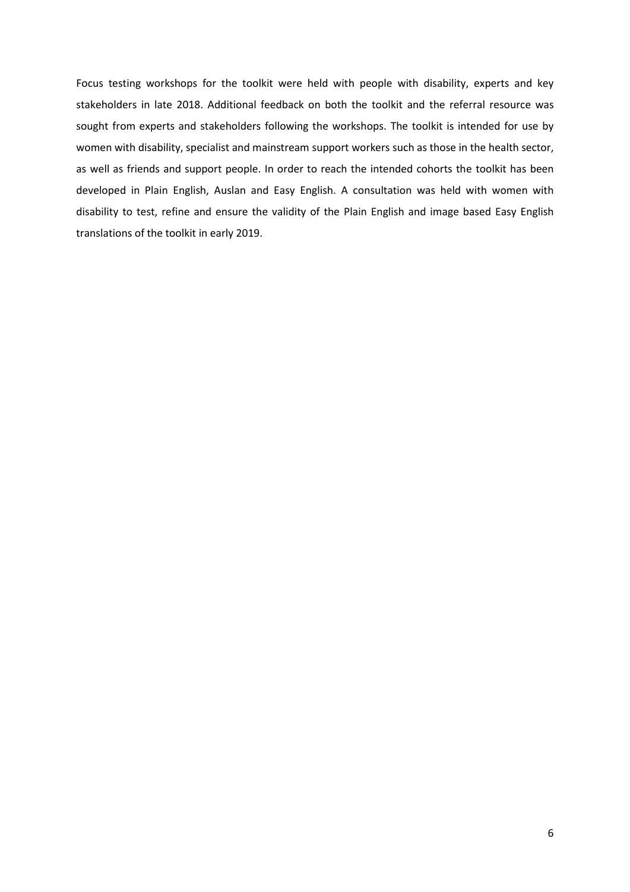Focus testing workshops for the toolkit were held with people with disability, experts and key stakeholders in late 2018. Additional feedback on both the toolkit and the referral resource was sought from experts and stakeholders following the workshops. The toolkit is intended for use by women with disability, specialist and mainstream support workers such as those in the health sector, as well as friends and support people. In order to reach the intended cohorts the toolkit has been developed in Plain English, Auslan and Easy English. A consultation was held with women with disability to test, refine and ensure the validity of the Plain English and image based Easy English translations of the toolkit in early 2019.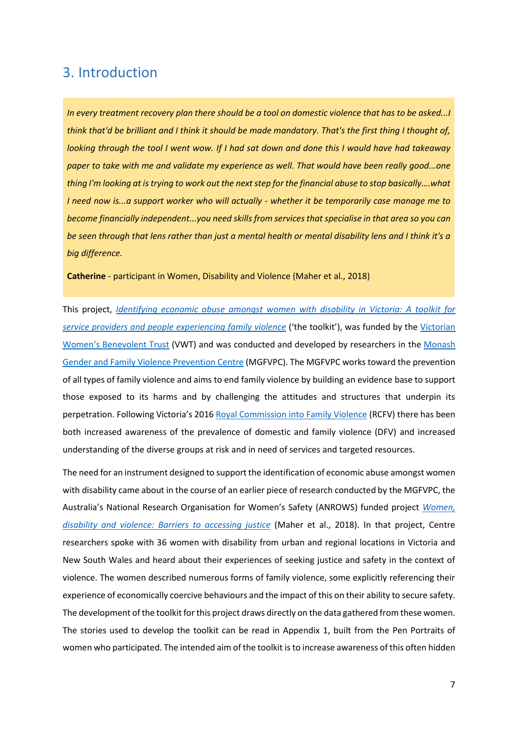## 3. Introduction

> *In every treatment recovery plan there should be a tool on domestic violence that has to be asked...I think that'd be brilliant and I think it should be made mandatory. That's the first thing I thought of, looking through the tool I went wow. If I had sat down and done this I would have had takeaway paper to take with me and validate my experience as well. That would have been really good...one thing I'm looking at is trying to work out the next step for the financial abuse to stop basically....what I need now is...a support worker who will actually - whether it be temporarily case manage me to become financially independent...you need skills from services that specialise in that area so you can be seen through that lens rather than just a mental health or mental disability lens and I think it's a big difference.*
>
> **Catherine** - participant in Women, Disability and Violence (Maher et al., 2018)

This project, *Identifying economic abuse amongst women with disability in Victoria: A toolkit for service providers and people experiencing family violence* ('the toolkit'), was funded by the Victorian Women's Benevolent Trust (VWT) and was conducted and developed by researchers in the Monash Gender and Family Violence Prevention Centre (MGFVPC). The MGFVPC works toward the prevention of all types of family violence and aims to end family violence by building an evidence base to support those exposed to its harms and by challenging the attitudes and structures that underpin its perpetration. Following Victoria's 2016 Royal Commission into Family Violence (RCFV) there has been both increased awareness of the prevalence of domestic and family violence (DFV) and increased understanding of the diverse groups at risk and in need of services and targeted resources.

The need for an instrument designed to support the identification of economic abuse amongst women with disability came about in the course of an earlier piece of research conducted by the MGFVPC, the Australia's National Research Organisation for Women's Safety (ANROWS) funded project *Women, disability and violence: Barriers to accessing justice* (Maher et al., 2018). In that project, Centre researchers spoke with 36 women with disability from urban and regional locations in Victoria and New South Wales and heard about their experiences of seeking justice and safety in the context of violence. The women described numerous forms of family violence, some explicitly referencing their experience of economically coercive behaviours and the impact of this on their ability to secure safety. The development of the toolkit for this project draws directly on the data gathered from these women. The stories used to develop the toolkit can be read in Appendix 1, built from the Pen Portraits of women who participated. The intended aim of the toolkit is to increase awareness of this often hidden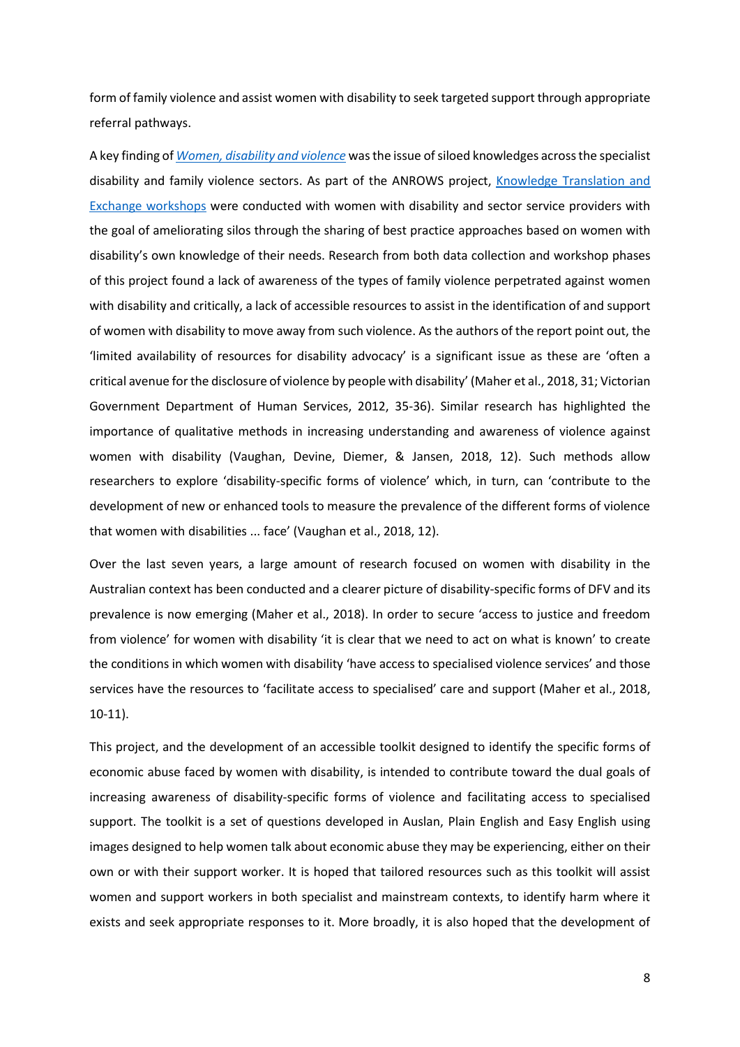form of family violence and assist women with disability to seek targeted support through appropriate referral pathways.

A key finding of *Women, disability and violence* was the issue of siloed knowledges across the specialist disability and family violence sectors. As part of the ANROWS project, Knowledge Translation and Exchange workshops were conducted with women with disability and sector service providers with the goal of ameliorating silos through the sharing of best practice approaches based on women with disability's own knowledge of their needs. Research from both data collection and workshop phases of this project found a lack of awareness of the types of family violence perpetrated against women with disability and critically, a lack of accessible resources to assist in the identification of and support of women with disability to move away from such violence. As the authors of the report point out, the 'limited availability of resources for disability advocacy' is a significant issue as these are 'often a critical avenue for the disclosure of violence by people with disability' (Maher et al., 2018, 31; Victorian Government Department of Human Services, 2012, 35-36). Similar research has highlighted the importance of qualitative methods in increasing understanding and awareness of violence against women with disability (Vaughan, Devine, Diemer, & Jansen, 2018, 12). Such methods allow researchers to explore 'disability-specific forms of violence' which, in turn, can 'contribute to the development of new or enhanced tools to measure the prevalence of the different forms of violence that women with disabilities ... face' (Vaughan et al., 2018, 12).

Over the last seven years, a large amount of research focused on women with disability in the Australian context has been conducted and a clearer picture of disability-specific forms of DFV and its prevalence is now emerging (Maher et al., 2018). In order to secure 'access to justice and freedom from violence' for women with disability 'it is clear that we need to act on what is known' to create the conditions in which women with disability 'have access to specialised violence services' and those services have the resources to 'facilitate access to specialised' care and support (Maher et al., 2018, 10-11).

This project, and the development of an accessible toolkit designed to identify the specific forms of economic abuse faced by women with disability, is intended to contribute toward the dual goals of increasing awareness of disability-specific forms of violence and facilitating access to specialised support. The toolkit is a set of questions developed in Auslan, Plain English and Easy English using images designed to help women talk about economic abuse they may be experiencing, either on their own or with their support worker. It is hoped that tailored resources such as this toolkit will assist women and support workers in both specialist and mainstream contexts, to identify harm where it exists and seek appropriate responses to it. More broadly, it is also hoped that the development of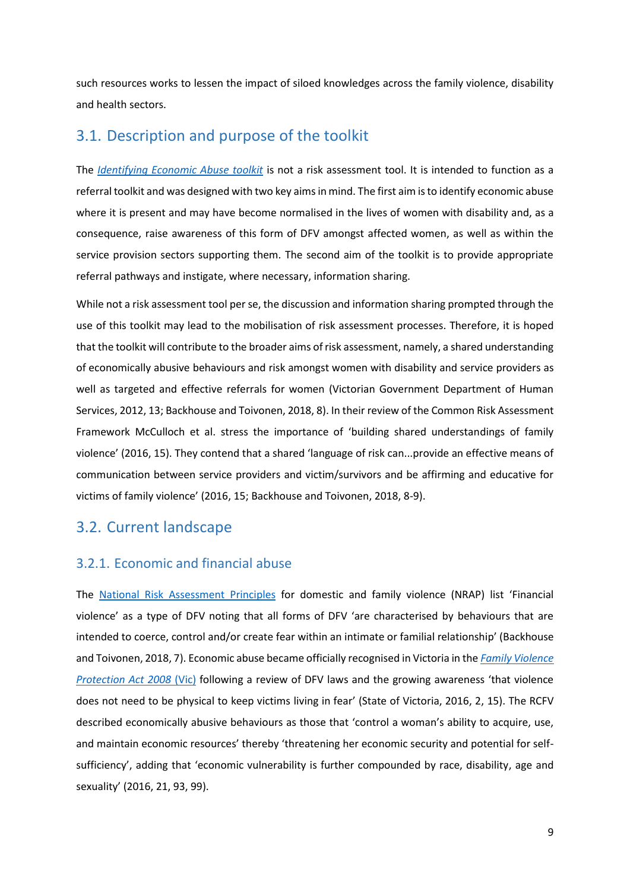such resources works to lessen the impact of siloed knowledges across the family violence, disability and health sectors.

## 3.1. Description and purpose of the toolkit

The *Identifying Economic Abuse toolkit* is not a risk assessment tool. It is intended to function as a referral toolkit and was designed with two key aims in mind. The first aim is to identify economic abuse where it is present and may have become normalised in the lives of women with disability and, as a consequence, raise awareness of this form of DFV amongst affected women, as well as within the service provision sectors supporting them. The second aim of the toolkit is to provide appropriate referral pathways and instigate, where necessary, information sharing.

While not a risk assessment tool per se, the discussion and information sharing prompted through the use of this toolkit may lead to the mobilisation of risk assessment processes. Therefore, it is hoped that the toolkit will contribute to the broader aims of risk assessment, namely, a shared understanding of economically abusive behaviours and risk amongst women with disability and service providers as well as targeted and effective referrals for women (Victorian Government Department of Human Services, 2012, 13; Backhouse and Toivonen, 2018, 8). In their review of the Common Risk Assessment Framework McCulloch et al. stress the importance of 'building shared understandings of family violence' (2016, 15). They contend that a shared 'language of risk can...provide an effective means of communication between service providers and victim/survivors and be affirming and educative for victims of family violence' (2016, 15; Backhouse and Toivonen, 2018, 8-9).

## 3.2. Current landscape

### 3.2.1. Economic and financial abuse

The National Risk Assessment Principles for domestic and family violence (NRAP) list 'Financial violence' as a type of DFV noting that all forms of DFV 'are characterised by behaviours that are intended to coerce, control and/or create fear within an intimate or familial relationship' (Backhouse and Toivonen, 2018, 7). Economic abuse became officially recognised in Victoria in the *Family Violence Protection Act 2008* (Vic) following a review of DFV laws and the growing awareness 'that violence does not need to be physical to keep victims living in fear' (State of Victoria, 2016, 2, 15). The RCFV described economically abusive behaviours as those that 'control a woman's ability to acquire, use, and maintain economic resources' thereby 'threatening her economic security and potential for self-sufficiency', adding that 'economic vulnerability is further compounded by race, disability, age and sexuality' (2016, 21, 93, 99).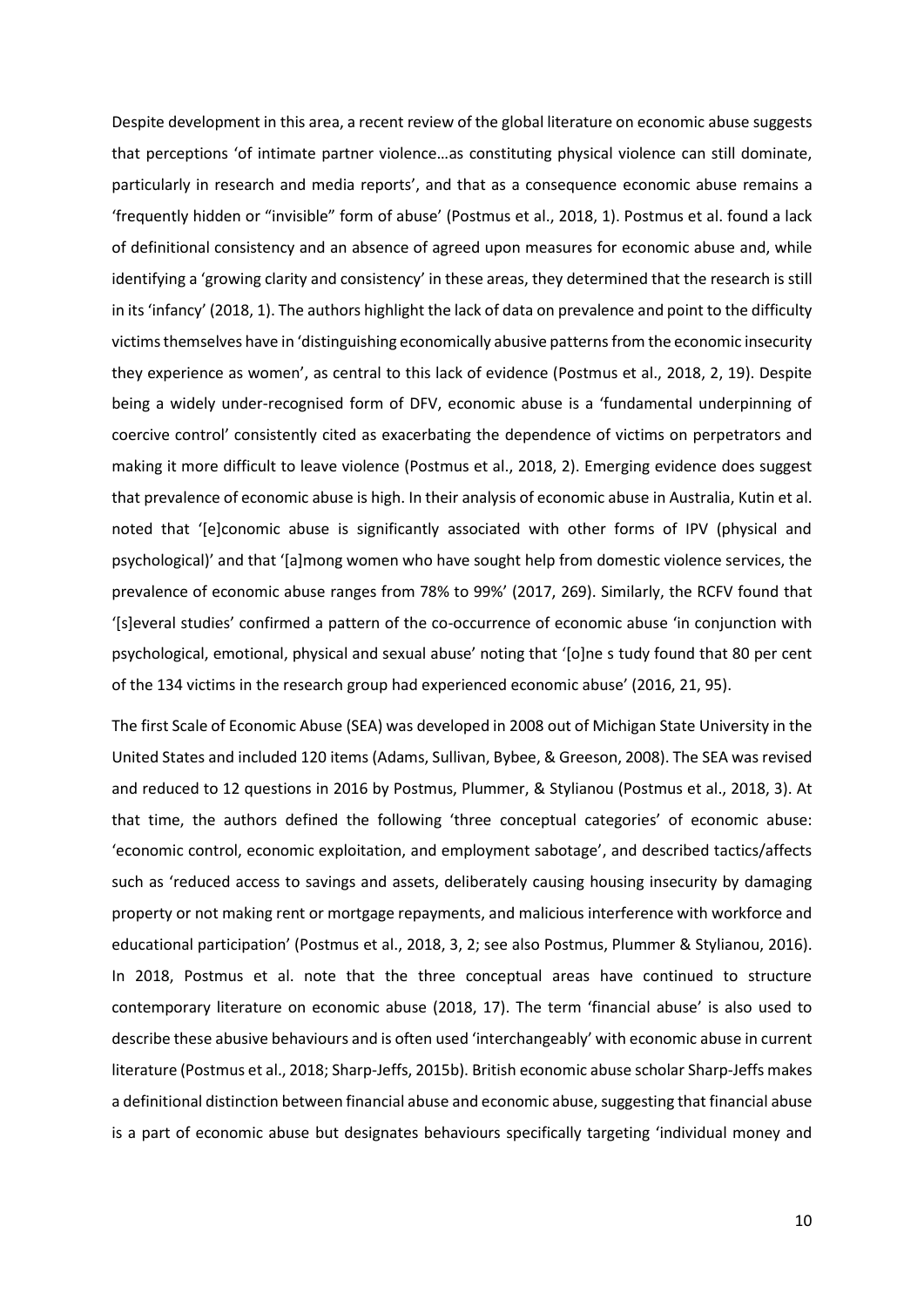Despite development in this area, a recent review of the global literature on economic abuse suggests that perceptions 'of intimate partner violence…as constituting physical violence can still dominate, particularly in research and media reports', and that as a consequence economic abuse remains a 'frequently hidden or "invisible" form of abuse' (Postmus et al., 2018, 1). Postmus et al. found a lack of definitional consistency and an absence of agreed upon measures for economic abuse and, while identifying a 'growing clarity and consistency' in these areas, they determined that the research is still in its 'infancy' (2018, 1). The authors highlight the lack of data on prevalence and point to the difficulty victims themselves have in 'distinguishing economically abusive patterns from the economic insecurity they experience as women', as central to this lack of evidence (Postmus et al., 2018, 2, 19). Despite being a widely under-recognised form of DFV, economic abuse is a 'fundamental underpinning of coercive control' consistently cited as exacerbating the dependence of victims on perpetrators and making it more difficult to leave violence (Postmus et al., 2018, 2). Emerging evidence does suggest that prevalence of economic abuse is high. In their analysis of economic abuse in Australia, Kutin et al. noted that '[e]conomic abuse is significantly associated with other forms of IPV (physical and psychological)' and that '[a]mong women who have sought help from domestic violence services, the prevalence of economic abuse ranges from 78% to 99%' (2017, 269). Similarly, the RCFV found that '[s]everal studies' confirmed a pattern of the co-occurrence of economic abuse 'in conjunction with psychological, emotional, physical and sexual abuse' noting that '[o]ne s tudy found that 80 per cent of the 134 victims in the research group had experienced economic abuse' (2016, 21, 95).

The first Scale of Economic Abuse (SEA) was developed in 2008 out of Michigan State University in the United States and included 120 items (Adams, Sullivan, Bybee, & Greeson, 2008). The SEA was revised and reduced to 12 questions in 2016 by Postmus, Plummer, & Stylianou (Postmus et al., 2018, 3). At that time, the authors defined the following 'three conceptual categories' of economic abuse: 'economic control, economic exploitation, and employment sabotage', and described tactics/affects such as 'reduced access to savings and assets, deliberately causing housing insecurity by damaging property or not making rent or mortgage repayments, and malicious interference with workforce and educational participation' (Postmus et al., 2018, 3, 2; see also Postmus, Plummer & Stylianou, 2016). In 2018, Postmus et al. note that the three conceptual areas have continued to structure contemporary literature on economic abuse (2018, 17). The term 'financial abuse' is also used to describe these abusive behaviours and is often used 'interchangeably' with economic abuse in current literature (Postmus et al., 2018; Sharp-Jeffs, 2015b). British economic abuse scholar Sharp-Jeffs makes a definitional distinction between financial abuse and economic abuse, suggesting that financial abuse is a part of economic abuse but designates behaviours specifically targeting 'individual money and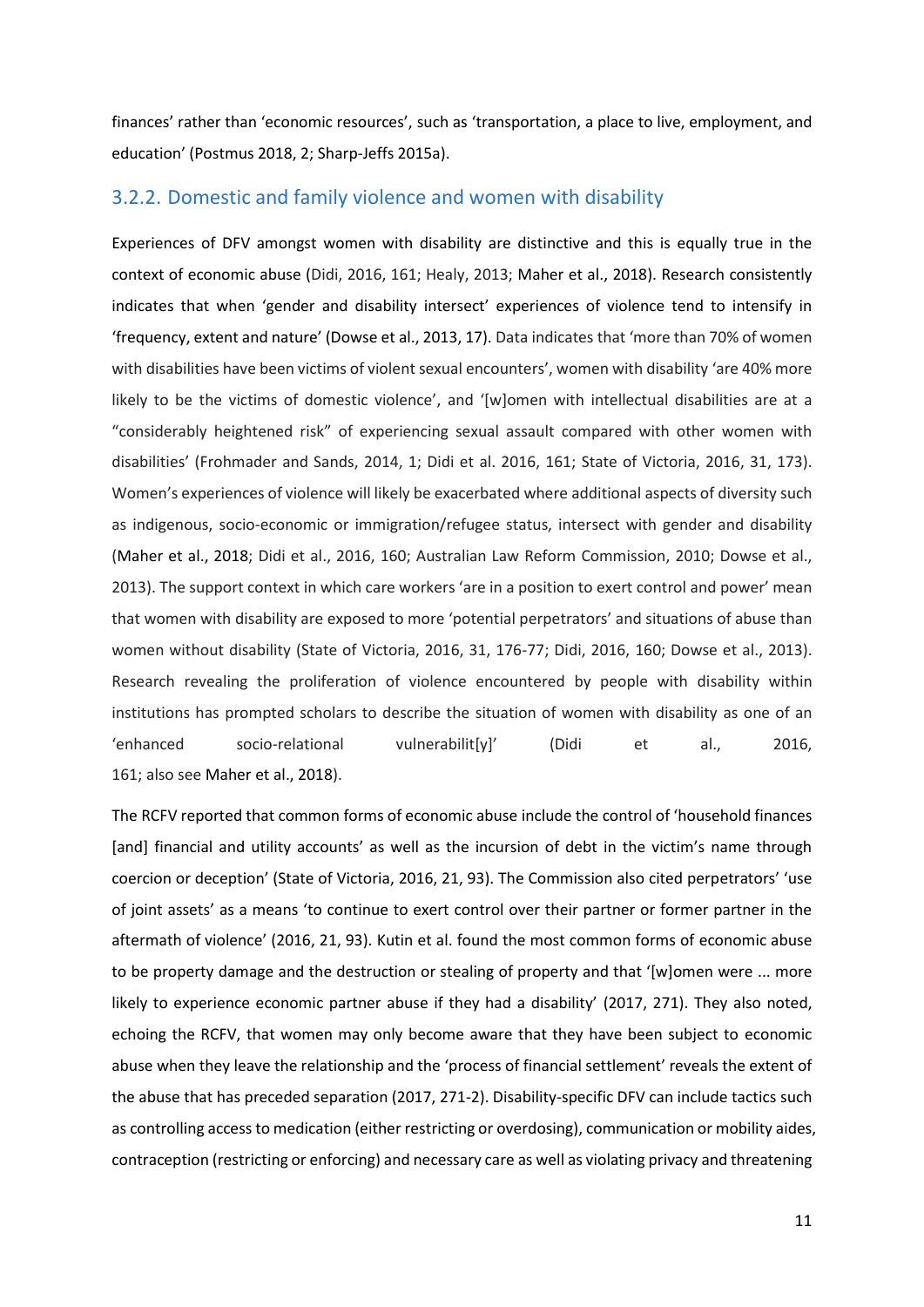finances' rather than 'economic resources', such as 'transportation, a place to live, employment, and education' (Postmus 2018, 2; Sharp-Jeffs 2015a).

### 3.2.2. Domestic and family violence and women with disability

Experiences of DFV amongst women with disability are distinctive and this is equally true in the context of economic abuse (Didi, 2016, 161; Healy, 2013; Maher et al., 2018). Research consistently indicates that when 'gender and disability intersect' experiences of violence tend to intensify in 'frequency, extent and nature' (Dowse et al., 2013, 17). Data indicates that 'more than 70% of women with disabilities have been victims of violent sexual encounters', women with disability 'are 40% more likely to be the victims of domestic violence', and '[w]omen with intellectual disabilities are at a "considerably heightened risk" of experiencing sexual assault compared with other women with disabilities' (Frohmader and Sands, 2014, 1; Didi et al. 2016, 161; State of Victoria, 2016, 31, 173). Women's experiences of violence will likely be exacerbated where additional aspects of diversity such as indigenous, socio-economic or immigration/refugee status, intersect with gender and disability (Maher et al., 2018; Didi et al., 2016, 160; Australian Law Reform Commission, 2010; Dowse et al., 2013). The support context in which care workers 'are in a position to exert control and power' mean that women with disability are exposed to more 'potential perpetrators' and situations of abuse than women without disability (State of Victoria, 2016, 31, 176-77; Didi, 2016, 160; Dowse et al., 2013). Research revealing the proliferation of violence encountered by people with disability within institutions has prompted scholars to describe the situation of women with disability as one of an 'enhanced socio-relational vulnerabilit[y]' (Didi et al., 2016, 161; also see Maher et al., 2018).

The RCFV reported that common forms of economic abuse include the control of 'household finances [and] financial and utility accounts' as well as the incursion of debt in the victim's name through coercion or deception' (State of Victoria, 2016, 21, 93). The Commission also cited perpetrators' 'use of joint assets' as a means 'to continue to exert control over their partner or former partner in the aftermath of violence' (2016, 21, 93). Kutin et al. found the most common forms of economic abuse to be property damage and the destruction or stealing of property and that '[w]omen were ... more likely to experience economic partner abuse if they had a disability' (2017, 271). They also noted, echoing the RCFV, that women may only become aware that they have been subject to economic abuse when they leave the relationship and the 'process of financial settlement' reveals the extent of the abuse that has preceded separation (2017, 271-2). Disability-specific DFV can include tactics such as controlling access to medication (either restricting or overdosing), communication or mobility aides, contraception (restricting or enforcing) and necessary care as well as violating privacy and threatening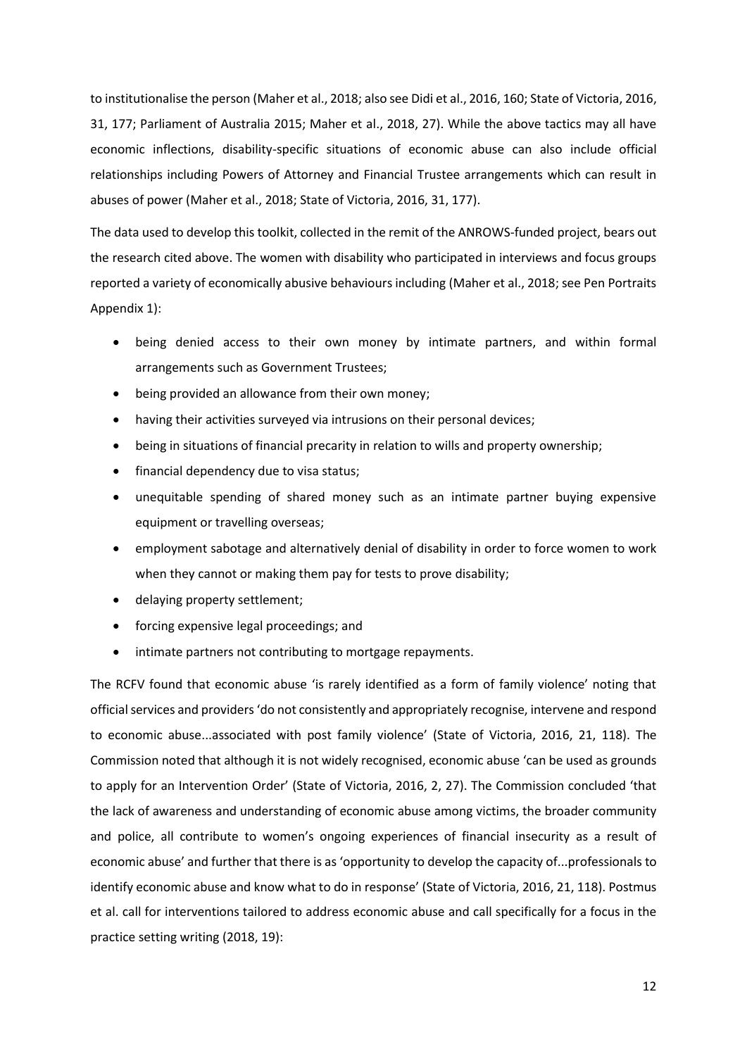to institutionalise the person (Maher et al., 2018; also see Didi et al., 2016, 160; State of Victoria, 2016, 31, 177; Parliament of Australia 2015; Maher et al., 2018, 27). While the above tactics may all have economic inflections, disability-specific situations of economic abuse can also include official relationships including Powers of Attorney and Financial Trustee arrangements which can result in abuses of power (Maher et al., 2018; State of Victoria, 2016, 31, 177).

The data used to develop this toolkit, collected in the remit of the ANROWS-funded project, bears out the research cited above. The women with disability who participated in interviews and focus groups reported a variety of economically abusive behaviours including (Maher et al., 2018; see Pen Portraits Appendix 1):

- being denied access to their own money by intimate partners, and within formal arrangements such as Government Trustees;
- being provided an allowance from their own money;
- having their activities surveyed via intrusions on their personal devices;
- being in situations of financial precarity in relation to wills and property ownership;
- financial dependency due to visa status;
- unequitable spending of shared money such as an intimate partner buying expensive equipment or travelling overseas;
- employment sabotage and alternatively denial of disability in order to force women to work when they cannot or making them pay for tests to prove disability;
- delaying property settlement;
- forcing expensive legal proceedings; and
- intimate partners not contributing to mortgage repayments.

The RCFV found that economic abuse 'is rarely identified as a form of family violence' noting that official services and providers 'do not consistently and appropriately recognise, intervene and respond to economic abuse...associated with post family violence' (State of Victoria, 2016, 21, 118). The Commission noted that although it is not widely recognised, economic abuse 'can be used as grounds to apply for an Intervention Order' (State of Victoria, 2016, 2, 27). The Commission concluded 'that the lack of awareness and understanding of economic abuse among victims, the broader community and police, all contribute to women's ongoing experiences of financial insecurity as a result of economic abuse' and further that there is as 'opportunity to develop the capacity of...professionals to identify economic abuse and know what to do in response' (State of Victoria, 2016, 21, 118). Postmus et al. call for interventions tailored to address economic abuse and call specifically for a focus in the practice setting writing (2018, 19):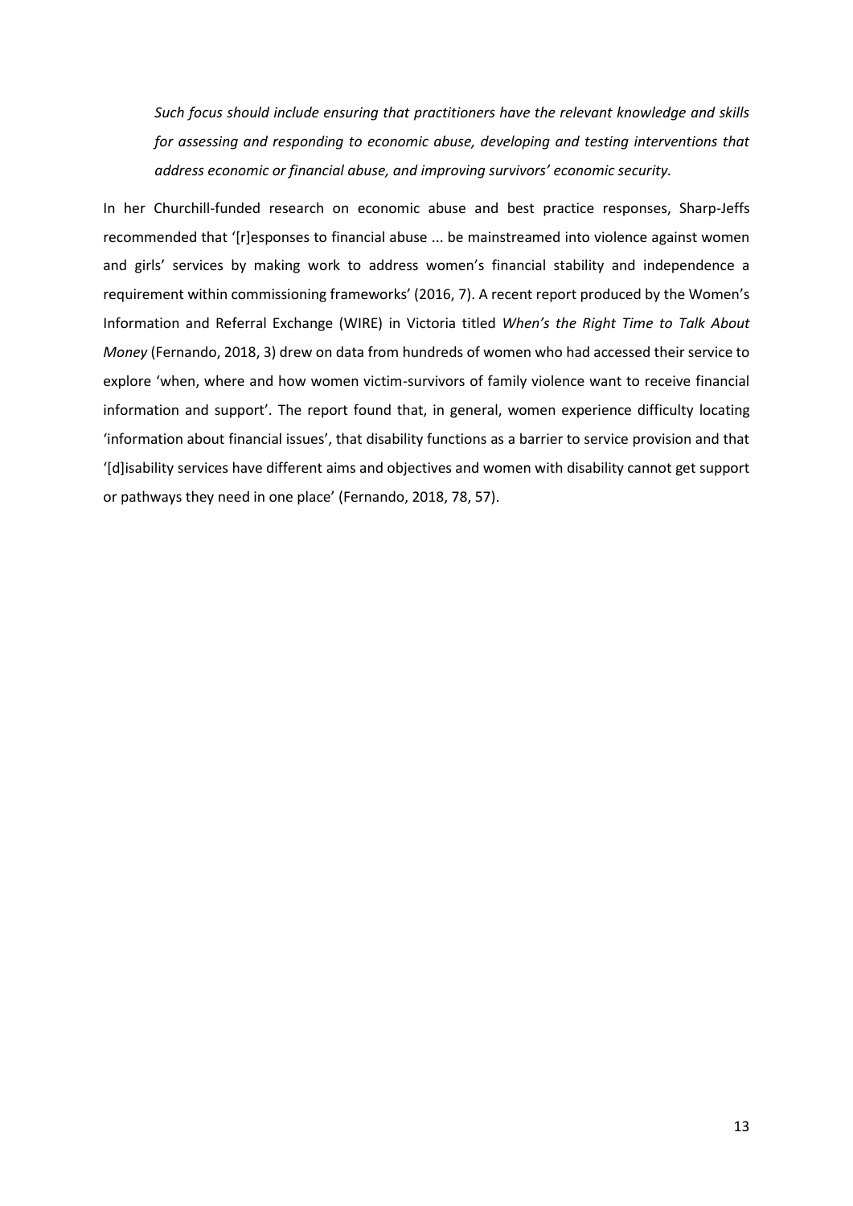> *Such focus should include ensuring that practitioners have the relevant knowledge and skills for assessing and responding to economic abuse, developing and testing interventions that address economic or financial abuse, and improving survivors' economic security.*

In her Churchill-funded research on economic abuse and best practice responses, Sharp-Jeffs recommended that '[r]esponses to financial abuse ... be mainstreamed into violence against women and girls' services by making work to address women's financial stability and independence a requirement within commissioning frameworks' (2016, 7). A recent report produced by the Women's Information and Referral Exchange (WIRE) in Victoria titled *When's the Right Time to Talk About Money* (Fernando, 2018, 3) drew on data from hundreds of women who had accessed their service to explore 'when, where and how women victim-survivors of family violence want to receive financial information and support'. The report found that, in general, women experience difficulty locating 'information about financial issues', that disability functions as a barrier to service provision and that '[d]isability services have different aims and objectives and women with disability cannot get support or pathways they need in one place' (Fernando, 2018, 78, 57).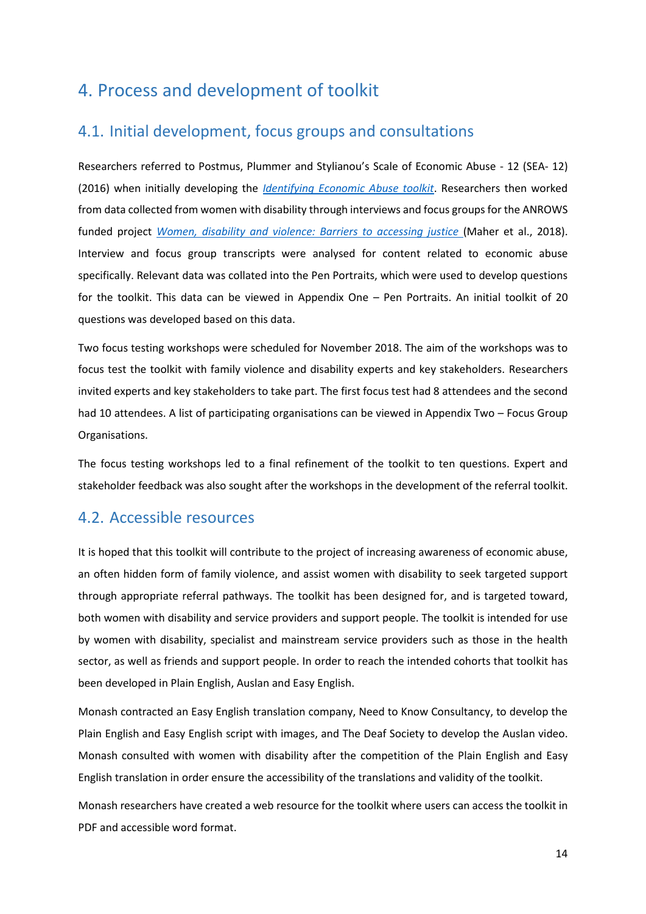# 4. Process and development of toolkit

## 4.1. Initial development, focus groups and consultations

Researchers referred to Postmus, Plummer and Stylianou's Scale of Economic Abuse - 12 (SEA- 12) (2016) when initially developing the *Identifying Economic Abuse toolkit*. Researchers then worked from data collected from women with disability through interviews and focus groups for the ANROWS funded project *Women, disability and violence: Barriers to accessing justice* (Maher et al., 2018). Interview and focus group transcripts were analysed for content related to economic abuse specifically. Relevant data was collated into the Pen Portraits, which were used to develop questions for the toolkit. This data can be viewed in Appendix One – Pen Portraits. An initial toolkit of 20 questions was developed based on this data.

Two focus testing workshops were scheduled for November 2018. The aim of the workshops was to focus test the toolkit with family violence and disability experts and key stakeholders. Researchers invited experts and key stakeholders to take part. The first focus test had 8 attendees and the second had 10 attendees. A list of participating organisations can be viewed in Appendix Two – Focus Group Organisations.

The focus testing workshops led to a final refinement of the toolkit to ten questions. Expert and stakeholder feedback was also sought after the workshops in the development of the referral toolkit.

## 4.2. Accessible resources

It is hoped that this toolkit will contribute to the project of increasing awareness of economic abuse, an often hidden form of family violence, and assist women with disability to seek targeted support through appropriate referral pathways. The toolkit has been designed for, and is targeted toward, both women with disability and service providers and support people. The toolkit is intended for use by women with disability, specialist and mainstream service providers such as those in the health sector, as well as friends and support people. In order to reach the intended cohorts that toolkit has been developed in Plain English, Auslan and Easy English.

Monash contracted an Easy English translation company, Need to Know Consultancy, to develop the Plain English and Easy English script with images, and The Deaf Society to develop the Auslan video. Monash consulted with women with disability after the competition of the Plain English and Easy English translation in order ensure the accessibility of the translations and validity of the toolkit.

Monash researchers have created a web resource for the toolkit where users can access the toolkit in PDF and accessible word format.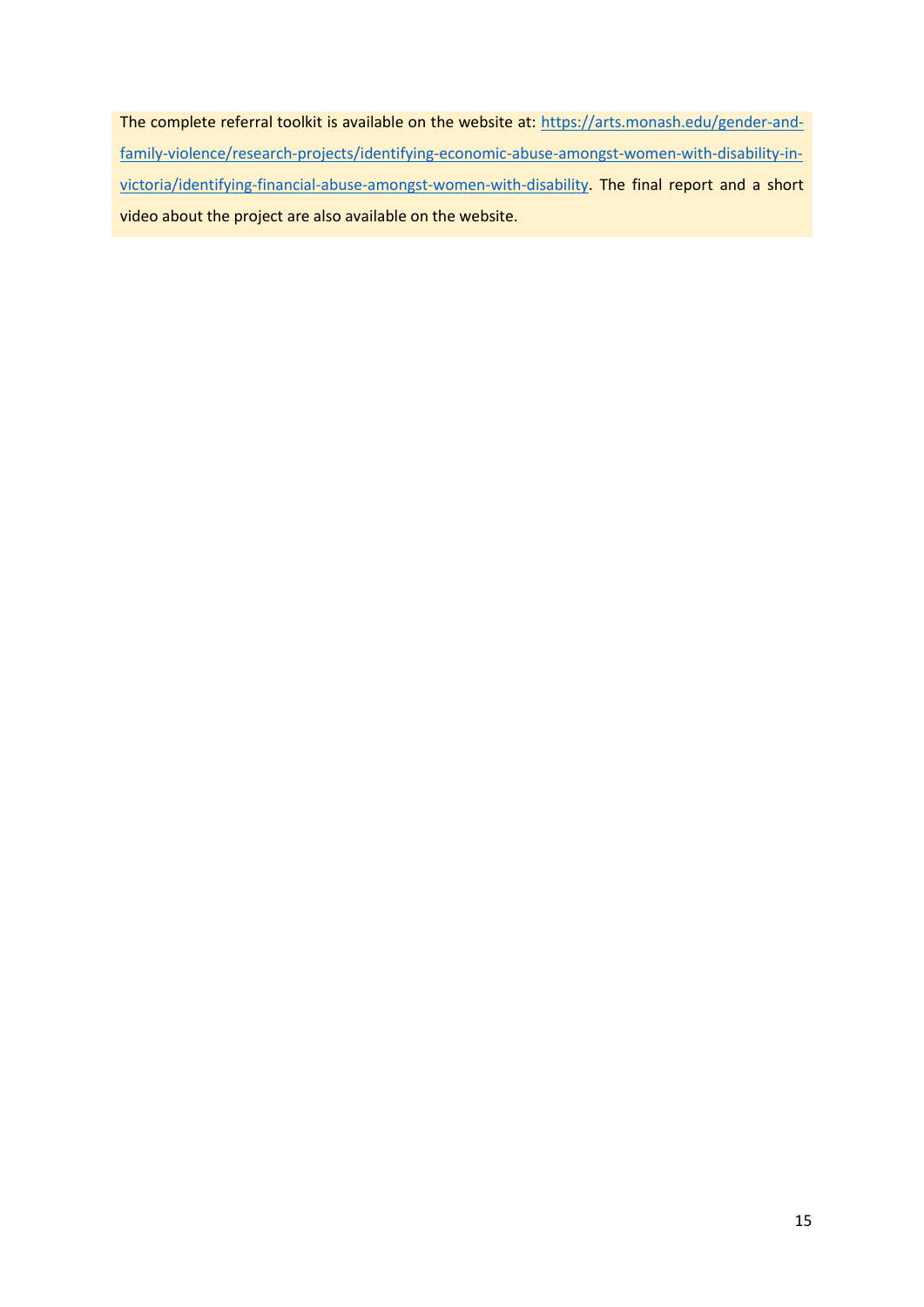The complete referral toolkit is available on the website at: [https://arts.monash.edu/gender-and-family-violence/research-projects/identifying-economic-abuse-amongst-women-with-disability-in-victoria/identifying-financial-abuse-amongst-women-with-disability](https://arts.monash.edu/gender-and-family-violence/research-projects/identifying-economic-abuse-amongst-women-with-disability-in-victoria/identifying-financial-abuse-amongst-women-with-disability). The final report and a short video about the project are also available on the website.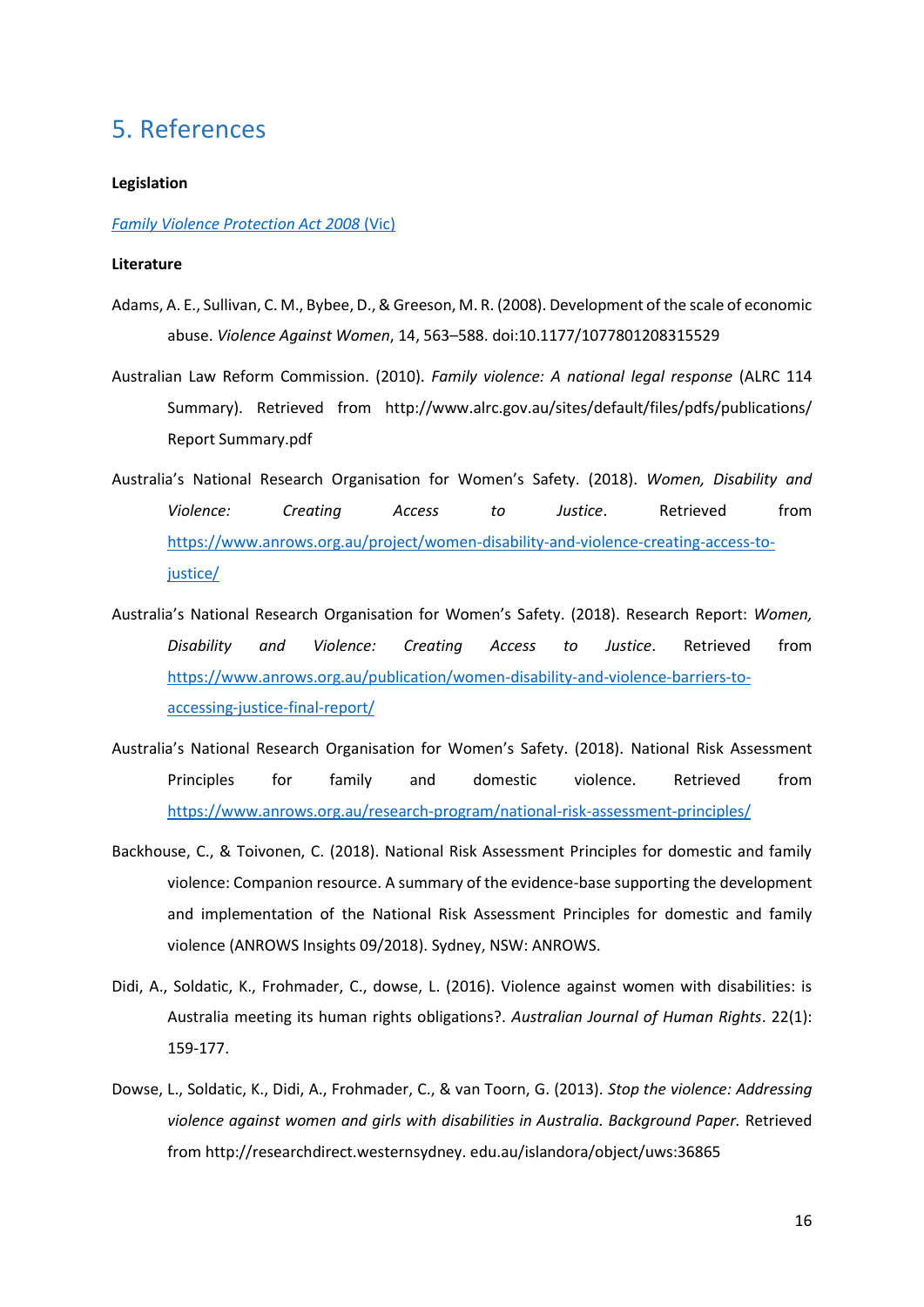## 5. References

**Legislation**

[*Family Violence Protection Act 2008* (Vic)]()

**Literature**

Adams, A. E., Sullivan, C. M., Bybee, D., & Greeson, M. R. (2008). Development of the scale of economic abuse. *Violence Against Women*, 14, 563–588. doi:10.1177/1077801208315529

Australian Law Reform Commission. (2010). *Family violence: A national legal response* (ALRC 114 Summary). Retrieved from http://www.alrc.gov.au/sites/default/files/pdfs/publications/ Report Summary.pdf

Australia's National Research Organisation for Women's Safety. (2018). *Women, Disability and Violence: Creating Access to Justice*. Retrieved from https://www.anrows.org.au/project/women-disability-and-violence-creating-access-to-justice/

Australia's National Research Organisation for Women's Safety. (2018). Research Report: *Women, Disability and Violence: Creating Access to Justice*. Retrieved from https://www.anrows.org.au/publication/women-disability-and-violence-barriers-to-accessing-justice-final-report/

Australia's National Research Organisation for Women's Safety. (2018). National Risk Assessment Principles for family and domestic violence. Retrieved from https://www.anrows.org.au/research-program/national-risk-assessment-principles/

Backhouse, C., & Toivonen, C. (2018). National Risk Assessment Principles for domestic and family violence: Companion resource. A summary of the evidence-base supporting the development and implementation of the National Risk Assessment Principles for domestic and family violence (ANROWS Insights 09/2018). Sydney, NSW: ANROWS.

Didi, A., Soldatic, K., Frohmader, C., dowse, L. (2016). Violence against women with disabilities: is Australia meeting its human rights obligations?. *Australian Journal of Human Rights*. 22(1): 159-177.

Dowse, L., Soldatic, K., Didi, A., Frohmader, C., & van Toorn, G. (2013). *Stop the violence: Addressing violence against women and girls with disabilities in Australia. Background Paper.* Retrieved from http://researchdirect.westernsydney. edu.au/islandora/object/uws:36865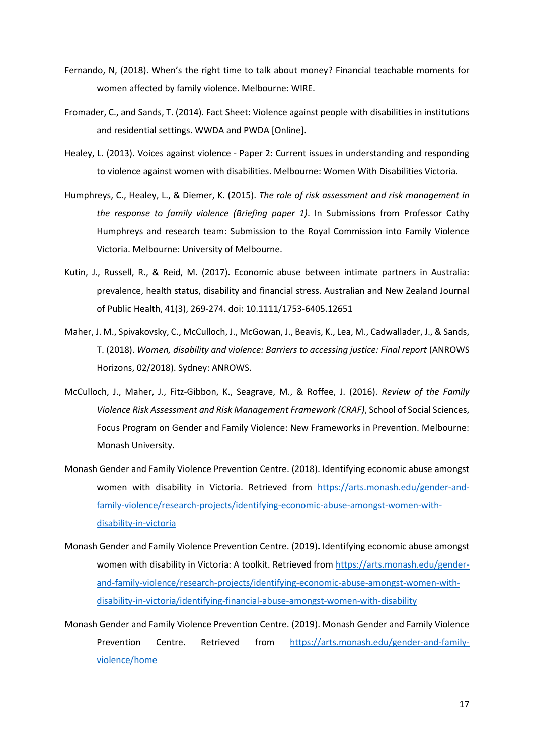Fernando, N, (2018). When's the right time to talk about money? Financial teachable moments for women affected by family violence. Melbourne: WIRE.

Fromader, C., and Sands, T. (2014). Fact Sheet: Violence against people with disabilities in institutions and residential settings. WWDA and PWDA [Online].

Healey, L. (2013). Voices against violence - Paper 2: Current issues in understanding and responding to violence against women with disabilities. Melbourne: Women With Disabilities Victoria.

Humphreys, C., Healey, L., & Diemer, K. (2015). *The role of risk assessment and risk management in the response to family violence (Briefing paper 1)*. In Submissions from Professor Cathy Humphreys and research team: Submission to the Royal Commission into Family Violence Victoria. Melbourne: University of Melbourne.

Kutin, J., Russell, R., & Reid, M. (2017). Economic abuse between intimate partners in Australia: prevalence, health status, disability and financial stress. Australian and New Zealand Journal of Public Health, 41(3), 269-274. doi: 10.1111/1753-6405.12651

Maher, J. M., Spivakovsky, C., McCulloch, J., McGowan, J., Beavis, K., Lea, M., Cadwallader, J., & Sands, T. (2018). *Women, disability and violence: Barriers to accessing justice: Final report* (ANROWS Horizons, 02/2018). Sydney: ANROWS.

McCulloch, J., Maher, J., Fitz-Gibbon, K., Seagrave, M., & Roffee, J. (2016). *Review of the Family Violence Risk Assessment and Risk Management Framework (CRAF)*, School of Social Sciences, Focus Program on Gender and Family Violence: New Frameworks in Prevention. Melbourne: Monash University.

Monash Gender and Family Violence Prevention Centre. (2018). Identifying economic abuse amongst women with disability in Victoria. Retrieved from [https://arts.monash.edu/gender-and-family-violence/research-projects/identifying-economic-abuse-amongst-women-with-disability-in-victoria](https://arts.monash.edu/gender-and-family-violence/research-projects/identifying-economic-abuse-amongst-women-with-disability-in-victoria)

Monash Gender and Family Violence Prevention Centre. (2019). Identifying economic abuse amongst women with disability in Victoria: A toolkit. Retrieved from [https://arts.monash.edu/gender-and-family-violence/research-projects/identifying-economic-abuse-amongst-women-with-disability-in-victoria/identifying-financial-abuse-amongst-women-with-disability](https://arts.monash.edu/gender-and-family-violence/research-projects/identifying-economic-abuse-amongst-women-with-disability-in-victoria/identifying-financial-abuse-amongst-women-with-disability)

Monash Gender and Family Violence Prevention Centre. (2019). Monash Gender and Family Violence Prevention Centre. Retrieved from [https://arts.monash.edu/gender-and-family-violence/home](https://arts.monash.edu/gender-and-family-violence/home)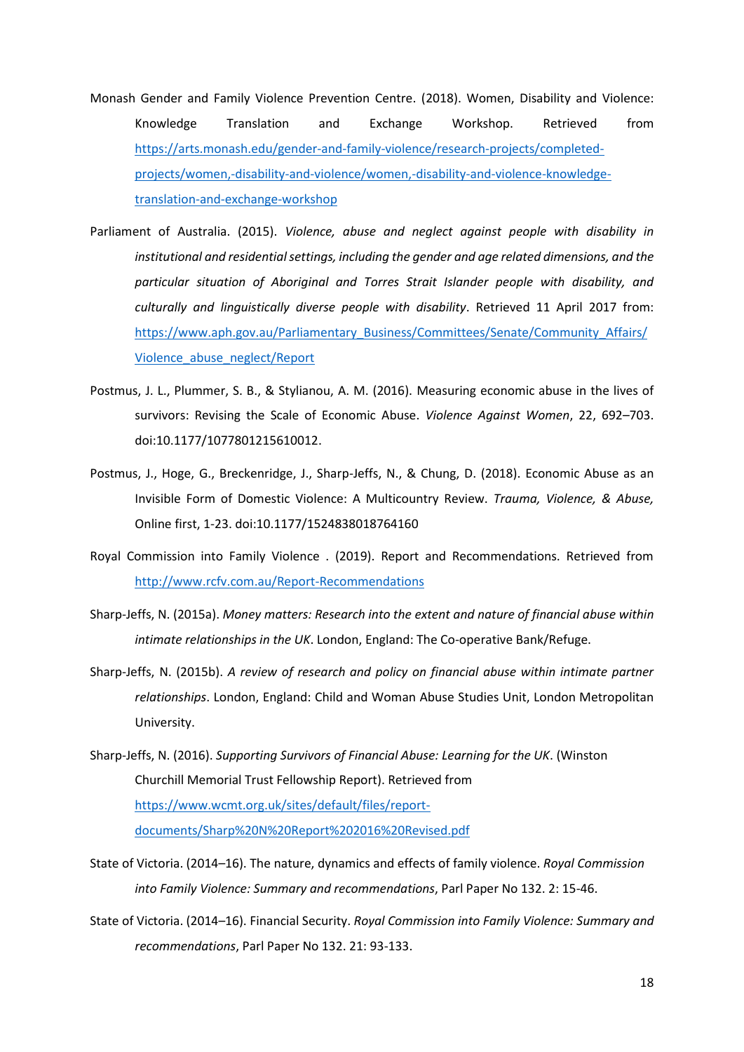Monash Gender and Family Violence Prevention Centre. (2018). Women, Disability and Violence: Knowledge Translation and Exchange Workshop. Retrieved from https://arts.monash.edu/gender-and-family-violence/research-projects/completed-projects/women,-disability-and-violence/women,-disability-and-violence-knowledge-translation-and-exchange-workshop

Parliament of Australia. (2015). *Violence, abuse and neglect against people with disability in institutional and residential settings, including the gender and age related dimensions, and the particular situation of Aboriginal and Torres Strait Islander people with disability, and culturally and linguistically diverse people with disability*. Retrieved 11 April 2017 from: https://www.aph.gov.au/Parliamentary_Business/Committees/Senate/Community_Affairs/Violence_abuse_neglect/Report

Postmus, J. L., Plummer, S. B., & Stylianou, A. M. (2016). Measuring economic abuse in the lives of survivors: Revising the Scale of Economic Abuse. *Violence Against Women*, 22, 692–703. doi:10.1177/1077801215610012.

Postmus, J., Hoge, G., Breckenridge, J., Sharp-Jeffs, N., & Chung, D. (2018). Economic Abuse as an Invisible Form of Domestic Violence: A Multicountry Review. *Trauma, Violence, & Abuse,* Online first, 1-23. doi:10.1177/1524838018764160

Royal Commission into Family Violence . (2019). Report and Recommendations. Retrieved from http://www.rcfv.com.au/Report-Recommendations

Sharp-Jeffs, N. (2015a). *Money matters: Research into the extent and nature of financial abuse within intimate relationships in the UK*. London, England: The Co-operative Bank/Refuge.

Sharp-Jeffs, N. (2015b). *A review of research and policy on financial abuse within intimate partner relationships*. London, England: Child and Woman Abuse Studies Unit, London Metropolitan University.

Sharp-Jeffs, N. (2016). *Supporting Survivors of Financial Abuse: Learning for the UK*. (Winston Churchill Memorial Trust Fellowship Report). Retrieved from https://www.wcmt.org.uk/sites/default/files/report-documents/Sharp%20N%20Report%202016%20Revised.pdf

State of Victoria. (2014–16). The nature, dynamics and effects of family violence. *Royal Commission into Family Violence: Summary and recommendations*, Parl Paper No 132. 2: 15-46.

State of Victoria. (2014–16). Financial Security. *Royal Commission into Family Violence: Summary and recommendations*, Parl Paper No 132. 21: 93-133.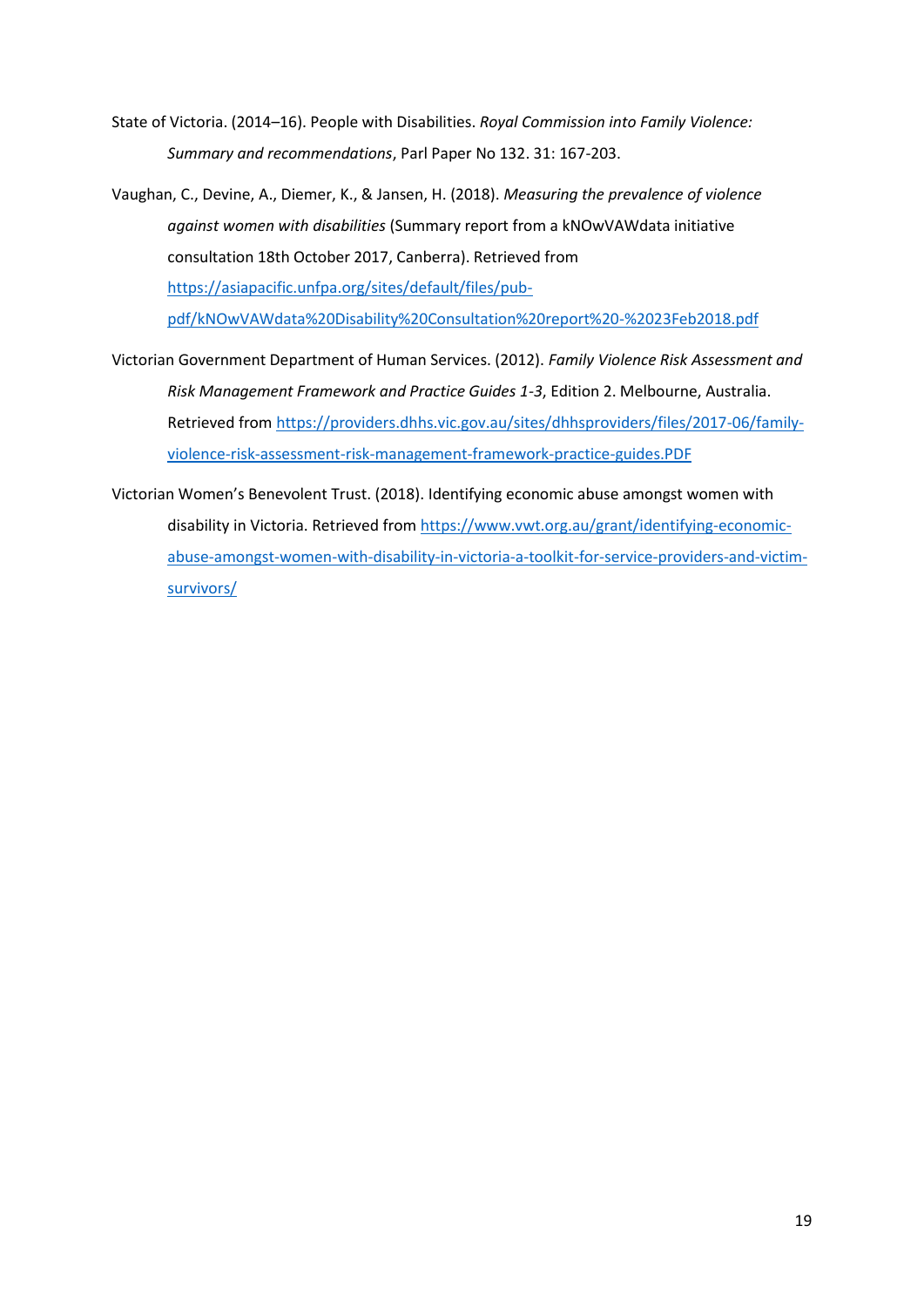State of Victoria. (2014–16). People with Disabilities. *Royal Commission into Family Violence: Summary and recommendations*, Parl Paper No 132. 31: 167-203.

Vaughan, C., Devine, A., Diemer, K., & Jansen, H. (2018). *Measuring the prevalence of violence against women with disabilities* (Summary report from a kNOwVAWdata initiative consultation 18th October 2017, Canberra). Retrieved from https://asiapacific.unfpa.org/sites/default/files/pub-pdf/kNOwVAWdata%20Disability%20Consultation%20report%20-%2023Feb2018.pdf

Victorian Government Department of Human Services. (2012). *Family Violence Risk Assessment and Risk Management Framework and Practice Guides 1-3*, Edition 2. Melbourne, Australia. Retrieved from https://providers.dhhs.vic.gov.au/sites/dhhsproviders/files/2017-06/family-violence-risk-assessment-risk-management-framework-practice-guides.PDF

Victorian Women's Benevolent Trust. (2018). Identifying economic abuse amongst women with disability in Victoria. Retrieved from https://www.vwt.org.au/grant/identifying-economic-abuse-amongst-women-with-disability-in-victoria-a-toolkit-for-service-providers-and-victim-survivors/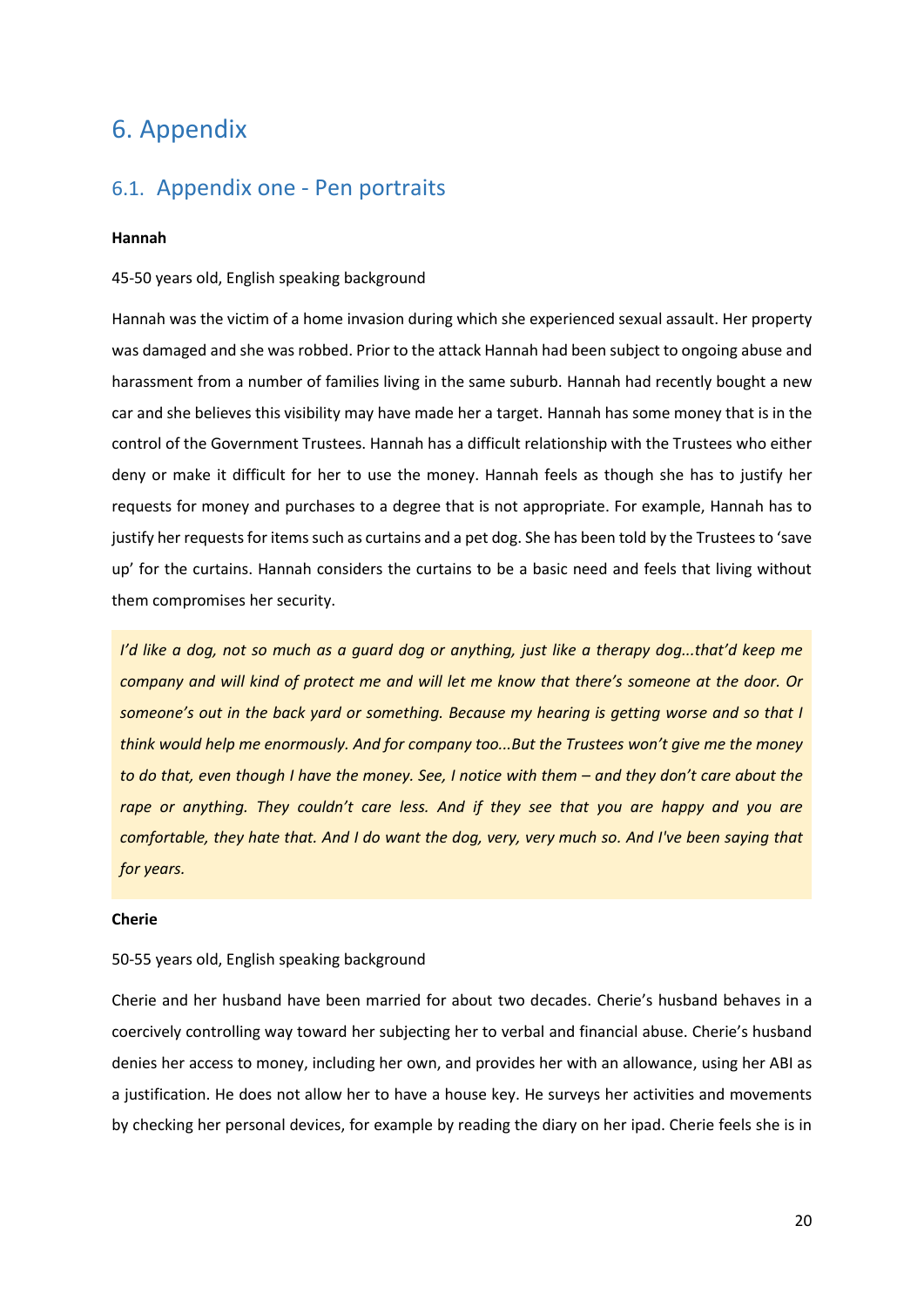# 6. Appendix

## 6.1. Appendix one - Pen portraits

**Hannah**

45-50 years old, English speaking background

Hannah was the victim of a home invasion during which she experienced sexual assault. Her property was damaged and she was robbed. Prior to the attack Hannah had been subject to ongoing abuse and harassment from a number of families living in the same suburb. Hannah had recently bought a new car and she believes this visibility may have made her a target. Hannah has some money that is in the control of the Government Trustees. Hannah has a difficult relationship with the Trustees who either deny or make it difficult for her to use the money. Hannah feels as though she has to justify her requests for money and purchases to a degree that is not appropriate. For example, Hannah has to justify her requests for items such as curtains and a pet dog. She has been told by the Trustees to 'save up' for the curtains. Hannah considers the curtains to be a basic need and feels that living without them compromises her security.

> *I'd like a dog, not so much as a guard dog or anything, just like a therapy dog...that'd keep me company and will kind of protect me and will let me know that there's someone at the door. Or someone's out in the back yard or something. Because my hearing is getting worse and so that I think would help me enormously. And for company too...But the Trustees won't give me the money to do that, even though I have the money. See, I notice with them – and they don't care about the rape or anything. They couldn't care less. And if they see that you are happy and you are comfortable, they hate that. And I do want the dog, very, very much so. And I've been saying that for years.*

**Cherie**

50-55 years old, English speaking background

Cherie and her husband have been married for about two decades. Cherie's husband behaves in a coercively controlling way toward her subjecting her to verbal and financial abuse. Cherie's husband denies her access to money, including her own, and provides her with an allowance, using her ABI as a justification. He does not allow her to have a house key. He surveys her activities and movements by checking her personal devices, for example by reading the diary on her ipad. Cherie feels she is in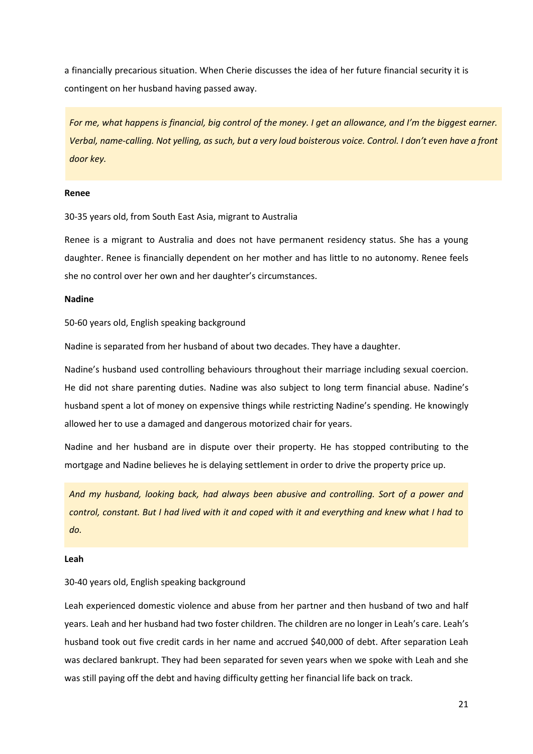a financially precarious situation. When Cherie discusses the idea of her future financial security it is contingent on her husband having passed away.

> *For me, what happens is financial, big control of the money. I get an allowance, and I'm the biggest earner. Verbal, name-calling. Not yelling, as such, but a very loud boisterous voice. Control. I don't even have a front door key.*

**Renee**

30-35 years old, from South East Asia, migrant to Australia

Renee is a migrant to Australia and does not have permanent residency status. She has a young daughter. Renee is financially dependent on her mother and has little to no autonomy. Renee feels she no control over her own and her daughter's circumstances.

**Nadine**

50-60 years old, English speaking background

Nadine is separated from her husband of about two decades. They have a daughter.

Nadine's husband used controlling behaviours throughout their marriage including sexual coercion. He did not share parenting duties. Nadine was also subject to long term financial abuse. Nadine's husband spent a lot of money on expensive things while restricting Nadine's spending. He knowingly allowed her to use a damaged and dangerous motorized chair for years.

Nadine and her husband are in dispute over their property. He has stopped contributing to the mortgage and Nadine believes he is delaying settlement in order to drive the property price up.

> *And my husband, looking back, had always been abusive and controlling. Sort of a power and control, constant. But I had lived with it and coped with it and everything and knew what I had to do.*

**Leah**

30-40 years old, English speaking background

Leah experienced domestic violence and abuse from her partner and then husband of two and half years. Leah and her husband had two foster children. The children are no longer in Leah's care. Leah's husband took out five credit cards in her name and accrued $40,000 of debt. After separation Leah was declared bankrupt. They had been separated for seven years when we spoke with Leah and she was still paying off the debt and having difficulty getting her financial life back on track.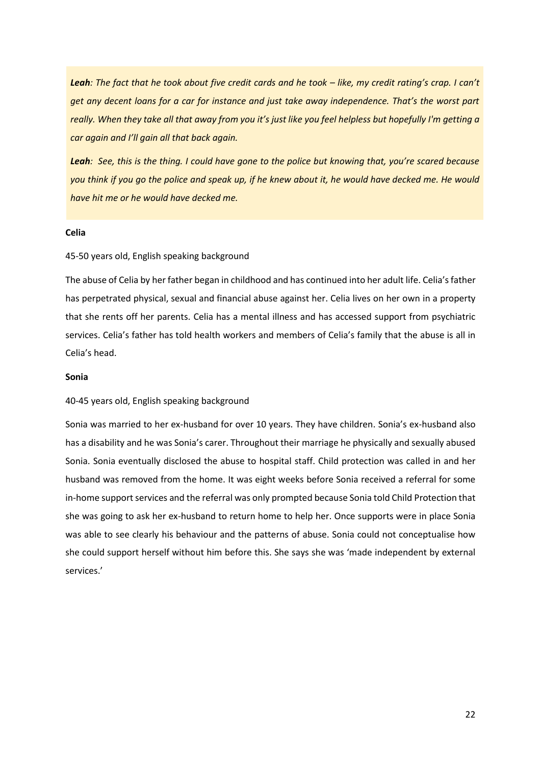***Leah**: The fact that he took about five credit cards and he took – like, my credit rating's crap. I can't get any decent loans for a car for instance and just take away independence. That's the worst part really. When they take all that away from you it's just like you feel helpless but hopefully I'm getting a car again and I'll gain all that back again.*

***Leah**: See, this is the thing. I could have gone to the police but knowing that, you're scared because you think if you go the police and speak up, if he knew about it, he would have decked me. He would have hit me or he would have decked me.*

**Celia**

45-50 years old, English speaking background

The abuse of Celia by her father began in childhood and has continued into her adult life. Celia's father has perpetrated physical, sexual and financial abuse against her. Celia lives on her own in a property that she rents off her parents. Celia has a mental illness and has accessed support from psychiatric services. Celia's father has told health workers and members of Celia's family that the abuse is all in Celia's head.

**Sonia**

40-45 years old, English speaking background

Sonia was married to her ex-husband for over 10 years. They have children. Sonia's ex-husband also has a disability and he was Sonia's carer. Throughout their marriage he physically and sexually abused Sonia. Sonia eventually disclosed the abuse to hospital staff. Child protection was called in and her husband was removed from the home. It was eight weeks before Sonia received a referral for some in-home support services and the referral was only prompted because Sonia told Child Protection that she was going to ask her ex-husband to return home to help her. Once supports were in place Sonia was able to see clearly his behaviour and the patterns of abuse. Sonia could not conceptualise how she could support herself without him before this. She says she was 'made independent by external services.'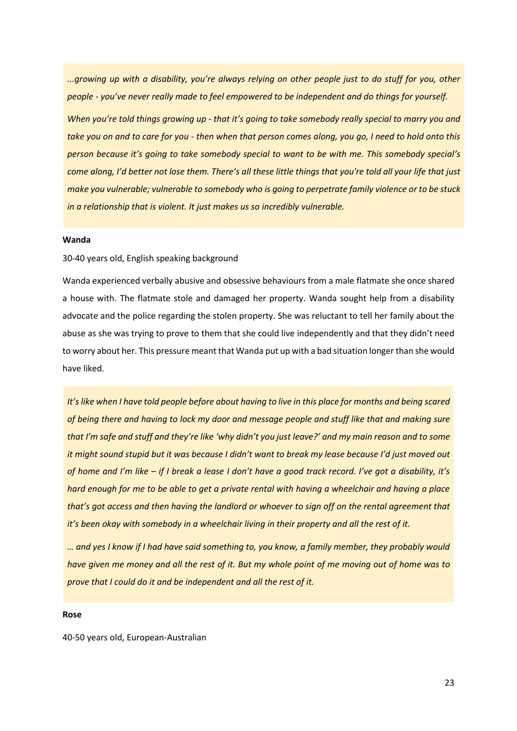*...growing up with a disability, you're always relying on other people just to do stuff for you, other people - you've never really made to feel empowered to be independent and do things for yourself.*

*When you're told things growing up - that it's going to take somebody really special to marry you and take you on and to care for you - then when that person comes along, you go, I need to hold onto this person because it's going to take somebody special to want to be with me. This somebody special's come along, I'd better not lose them. There's all these little things that you're told all your life that just make you vulnerable; vulnerable to somebody who is going to perpetrate family violence or to be stuck in a relationship that is violent. It just makes us so incredibly vulnerable.*

**Wanda**

30-40 years old, English speaking background

Wanda experienced verbally abusive and obsessive behaviours from a male flatmate she once shared a house with. The flatmate stole and damaged her property. Wanda sought help from a disability advocate and the police regarding the stolen property. She was reluctant to tell her family about the abuse as she was trying to prove to them that she could live independently and that they didn't need to worry about her. This pressure meant that Wanda put up with a bad situation longer than she would have liked.

*It's like when I have told people before about having to live in this place for months and being scared of being there and having to lock my door and message people and stuff like that and making sure that I'm safe and stuff and they're like 'why didn't you just leave?' and my main reason and to some it might sound stupid but it was because I didn't want to break my lease because I'd just moved out of home and I'm like – if I break a lease I don't have a good track record. I've got a disability, it's hard enough for me to be able to get a private rental with having a wheelchair and having a place that's got access and then having the landlord or whoever to sign off on the rental agreement that it's been okay with somebody in a wheelchair living in their property and all the rest of it.*

*… and yes I know if I had have said something to, you know, a family member, they probably would have given me money and all the rest of it. But my whole point of me moving out of home was to prove that I could do it and be independent and all the rest of it.*

**Rose**

40-50 years old, European-Australian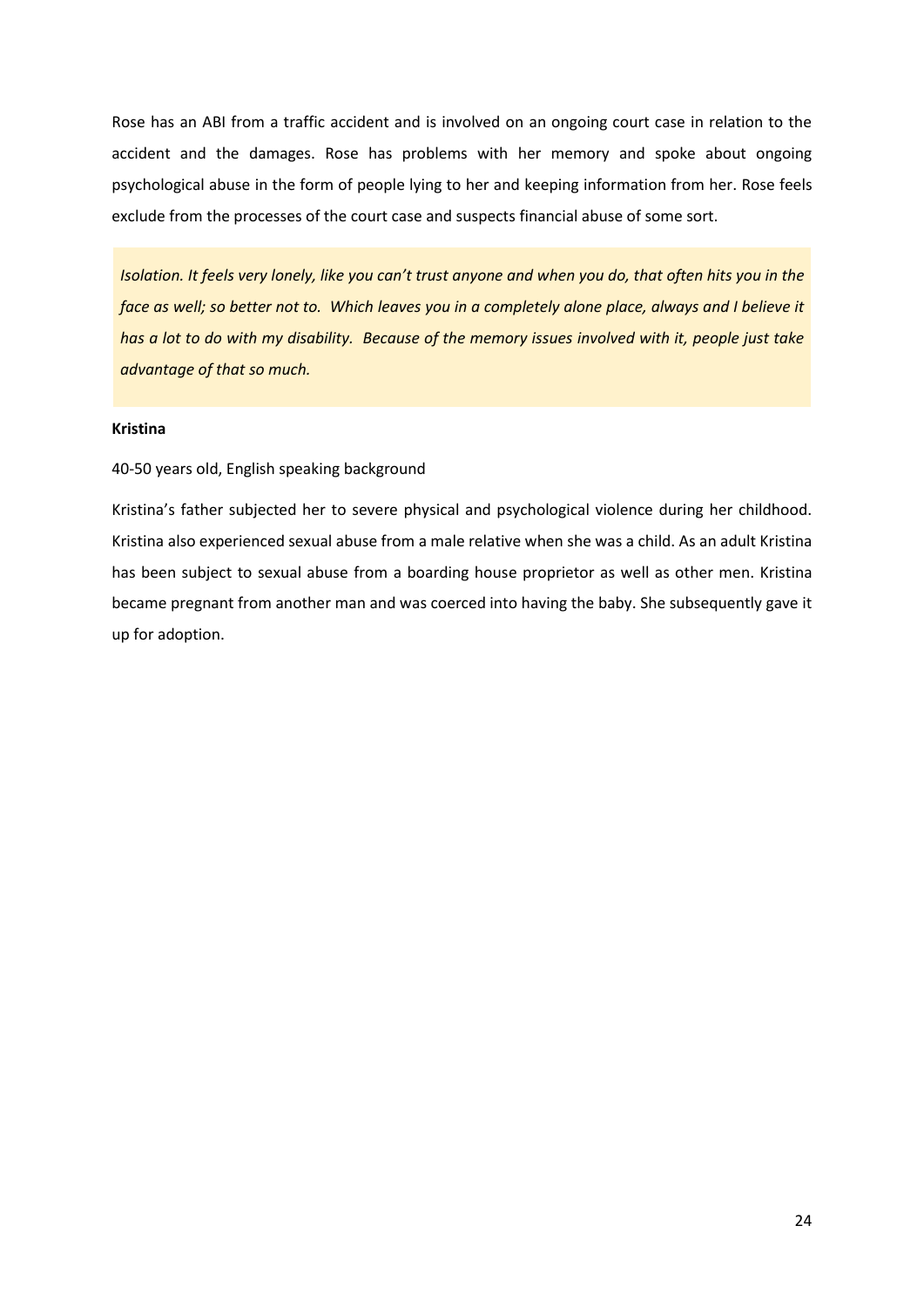Rose has an ABI from a traffic accident and is involved on an ongoing court case in relation to the accident and the damages. Rose has problems with her memory and spoke about ongoing psychological abuse in the form of people lying to her and keeping information from her. Rose feels exclude from the processes of the court case and suspects financial abuse of some sort.

> *Isolation. It feels very lonely, like you can't trust anyone and when you do, that often hits you in the face as well; so better not to. Which leaves you in a completely alone place, always and I believe it has a lot to do with my disability. Because of the memory issues involved with it, people just take advantage of that so much.*

**Kristina**

40-50 years old, English speaking background

Kristina's father subjected her to severe physical and psychological violence during her childhood. Kristina also experienced sexual abuse from a male relative when she was a child. As an adult Kristina has been subject to sexual abuse from a boarding house proprietor as well as other men. Kristina became pregnant from another man and was coerced into having the baby. She subsequently gave it up for adoption.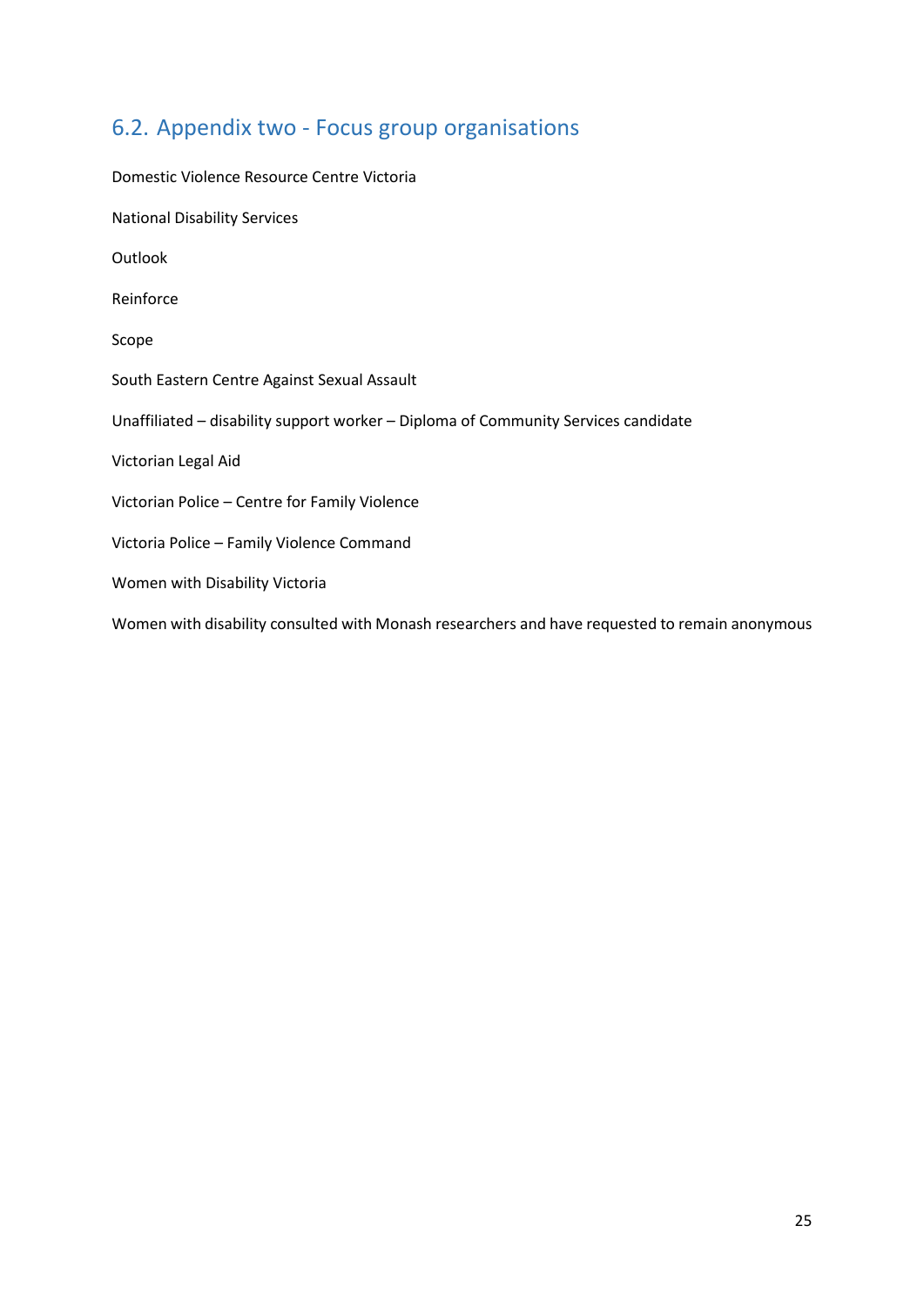## 6.2. Appendix two - Focus group organisations

Domestic Violence Resource Centre Victoria

National Disability Services

Outlook

Reinforce

Scope

South Eastern Centre Against Sexual Assault

Unaffiliated – disability support worker – Diploma of Community Services candidate

Victorian Legal Aid

Victorian Police – Centre for Family Violence

Victoria Police – Family Violence Command

Women with Disability Victoria

Women with disability consulted with Monash researchers and have requested to remain anonymous